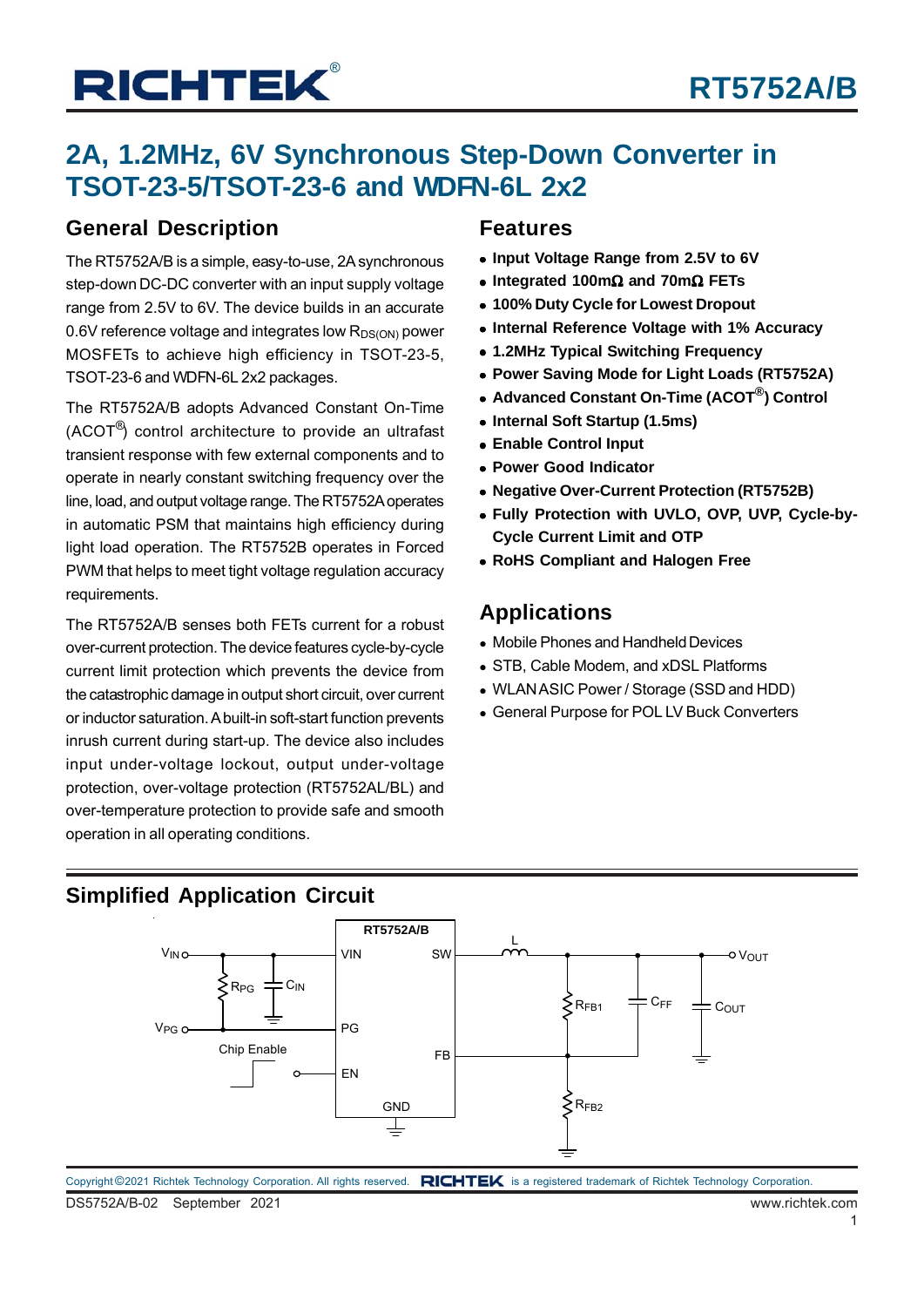# RT5752A/B

# 2A, 1.2MHz, 6V Synchronous Step-Down Converter in TSOT-23-5/TSOT-23-6 and WDFN-6L 2x2

## General Description

The RT5752A/B is a simple, easy-to-use, 2A synchronous step-down DC-DC converter with an input supply voltage range from 2.5V to 6V. The device builds in an accurate 0.6V reference voltage and integrates low $R_{DS(ON)}$ power MOSFETs to achieve high efficiency in TSOT-23-5, TSOT-23-6 and WDFN-6L 2x2 packages.

The RT5752A/B adopts Advanced Constant On-Time (ACOT®) control architecture to provide an ultrafast transient response with few external components and to operate in nearly constant switching frequency over the line, load, and output voltage range. The RT5752A operates in automatic PSM that maintains high efficiency during light load operation. The RT5752B operates in Forced PWM that helps to meet tight voltage regulation accuracy requirements.

The RT5752A/B senses both FETs current for a robust over-current protection. The device features cycle-by-cycle current limit protection which prevents the device from the catastrophic damage in output short circuit, over current or inductor saturation. A built-in soft-start function prevents inrush current during start-up. The device also includes input under-voltage lockout, output under-voltage protection, over-voltage protection (RT5752AL/BL) and over-temperature protection to provide safe and smooth operation in all operating conditions.

## Features

- **Input Voltage Range from 2.5V to 6V**
- **Integrated 100mΩ and 70mΩ FETs**
- **100% Duty Cycle for Lowest Dropout**
- **Internal Reference Voltage with 1% Accuracy**
- **1.2MHz Typical Switching Frequency**
- **Power Saving Mode for Light Loads (RT5752A)**
- **Advanced Constant On-Time (ACOT®) Control**
- **Internal Soft Startup (1.5ms)**
- **Enable Control Input**
- **Power Good Indicator**
- **Negative Over-Current Protection (RT5752B)**
- **Fully Protection with UVLO, OVP, UVP, Cycle-by-Cycle Current Limit and OTP**
- **RoHS Compliant and Halogen Free**

## Applications

- Mobile Phones and Handheld Devices
- STB, Cable Modem, and xDSL Platforms
- WLAN ASIC Power / Storage (SSD and HDD)
- General Purpose for POL LV Buck Converters

## Simplified Application Circuit

RT5752A/B — VIN, SW, PG, FB, EN, GND; $V_{IN}$, $R_{PG}$, $C_{IN}$, $V_{PG}$, Chip Enable, L, $R_{FB1}$, $C_{FF}$, $C_{OUT}$, $V_{OUT}$, $R_{FB2}$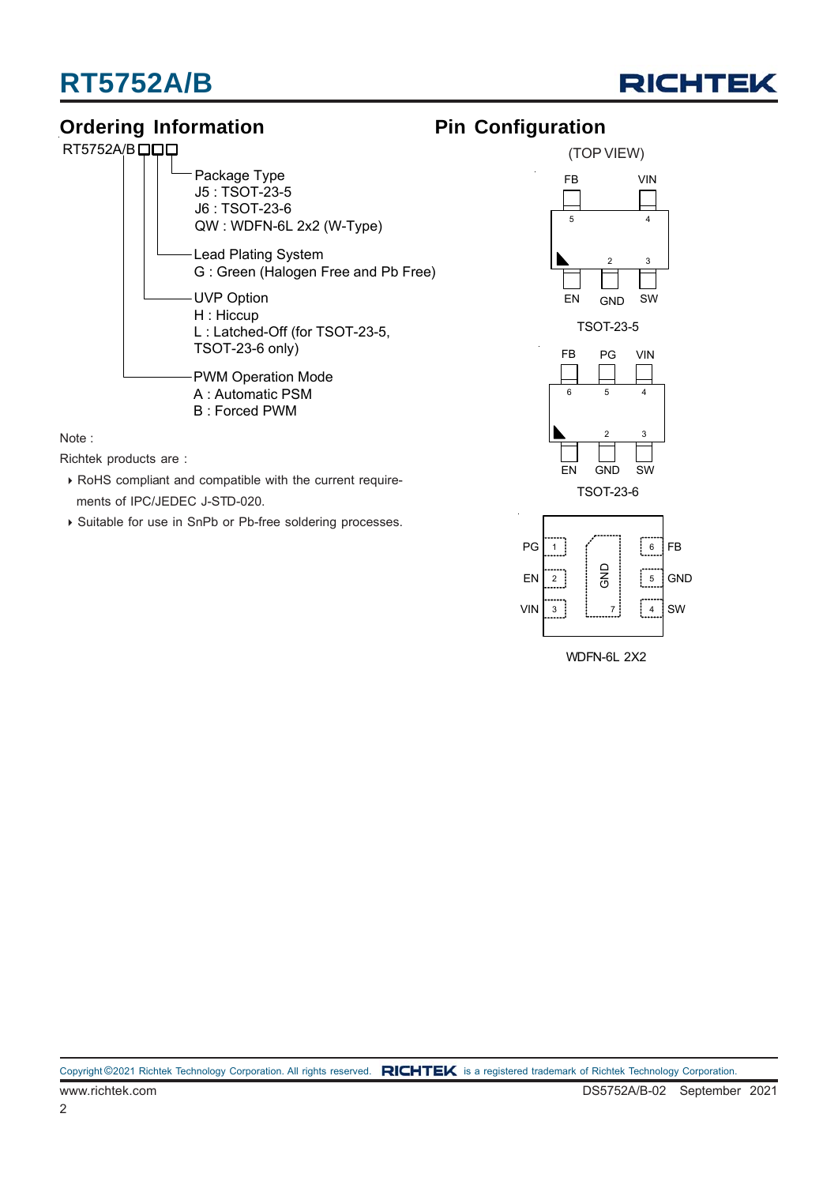## Ordering Information

RT5752A/B□□□

- Package Type
  - J5 : TSOT-23-5
  - J6 : TSOT-23-6
  - QW : WDFN-6L 2x2 (W-Type)
- Lead Plating System
  - G : Green (Halogen Free and Pb Free)
- UVP Option
  - H : Hiccup
  - L : Latched-Off (for TSOT-23-5, TSOT-23-6 only)
- PWM Operation Mode
  - A : Automatic PSM
  - B : Forced PWM

Note :

Richtek products are :

- RoHS compliant and compatible with the current requirements of IPC/JEDEC J-STD-020.
- Suitable for use in SnPb or Pb-free soldering processes.

## Pin Configuration

(TOP VIEW)

TSOT-23-5

| Pin | Name |
|---|---|
| 1 | EN |
| 2 | GND |
| 3 | SW |
| 4 | VIN |
| 5 | FB |

TSOT-23-6

| Pin | Name |
|---|---|
| 1 | EN |
| 2 | GND |
| 3 | SW |
| 4 | VIN |
| 5 | PG |
| 6 | FB |

WDFN-6L 2X2

| Pin | Name |
|---|---|
| 1 | PG |
| 2 | EN |
| 3 | VIN |
| 4 | SW |
| 5 | GND |
| 6 | FB |
| 7 (Exposed Pad) | GND |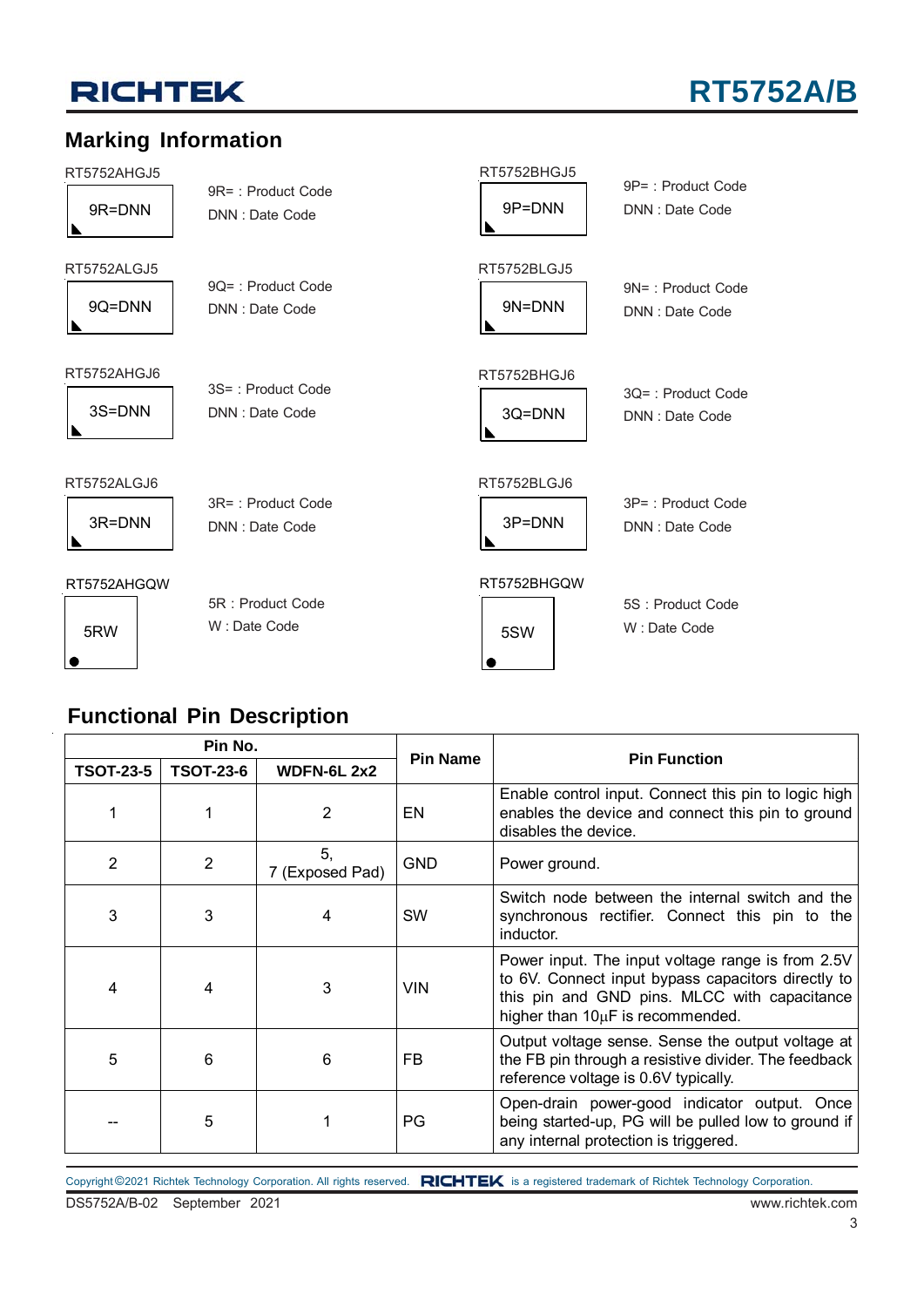## Marking Information

RT5752AHGJ5

9R=DNN

9R= : Product Code
DNN : Date Code

RT5752BHGJ5

9P=DNN

9P= : Product Code
DNN : Date Code

RT5752ALGJ5

9Q=DNN

9Q= : Product Code
DNN : Date Code

RT5752BLGJ5

9N=DNN

9N= : Product Code
DNN : Date Code

RT5752AHGJ6

3S=DNN

3S= : Product Code
DNN : Date Code

RT5752BHGJ6

3Q=DNN

3Q= : Product Code
DNN : Date Code

RT5752ALGJ6

3R=DNN

3R= : Product Code
DNN : Date Code

RT5752BLGJ6

3P=DNN

3P= : Product Code
DNN : Date Code

RT5752AHGQW

5RW

5R : Product Code
W : Date Code

RT5752BHGQW

5SW

5S : Product Code
W : Date Code

## Functional Pin Description

| Pin No. | | | Pin Name | Pin Function |
|---|---|---|---|---|
| TSOT-23-5 | TSOT-23-6 | WDFN-6L 2x2 | | |
| 1 | 1 | 2 | EN | Enable control input. Connect this pin to logic high enables the device and connect this pin to ground disables the device. |
| 2 | 2 | 5, 7 (Exposed Pad) | GND | Power ground. |
| 3 | 3 | 4 | SW | Switch node between the internal switch and the synchronous rectifier. Connect this pin to the inductor. |
| 4 | 4 | 3 | VIN | Power input. The input voltage range is from 2.5V to 6V. Connect input bypass capacitors directly to this pin and GND pins. MLCC with capacitance higher than 10μF is recommended. |
| 5 | 6 | 6 | FB | Output voltage sense. Sense the output voltage at the FB pin through a resistive divider. The feedback reference voltage is 0.6V typically. |
| -- | 5 | 1 | PG | Open-drain power-good indicator output. Once being started-up, PG will be pulled low to ground if any internal protection is triggered. |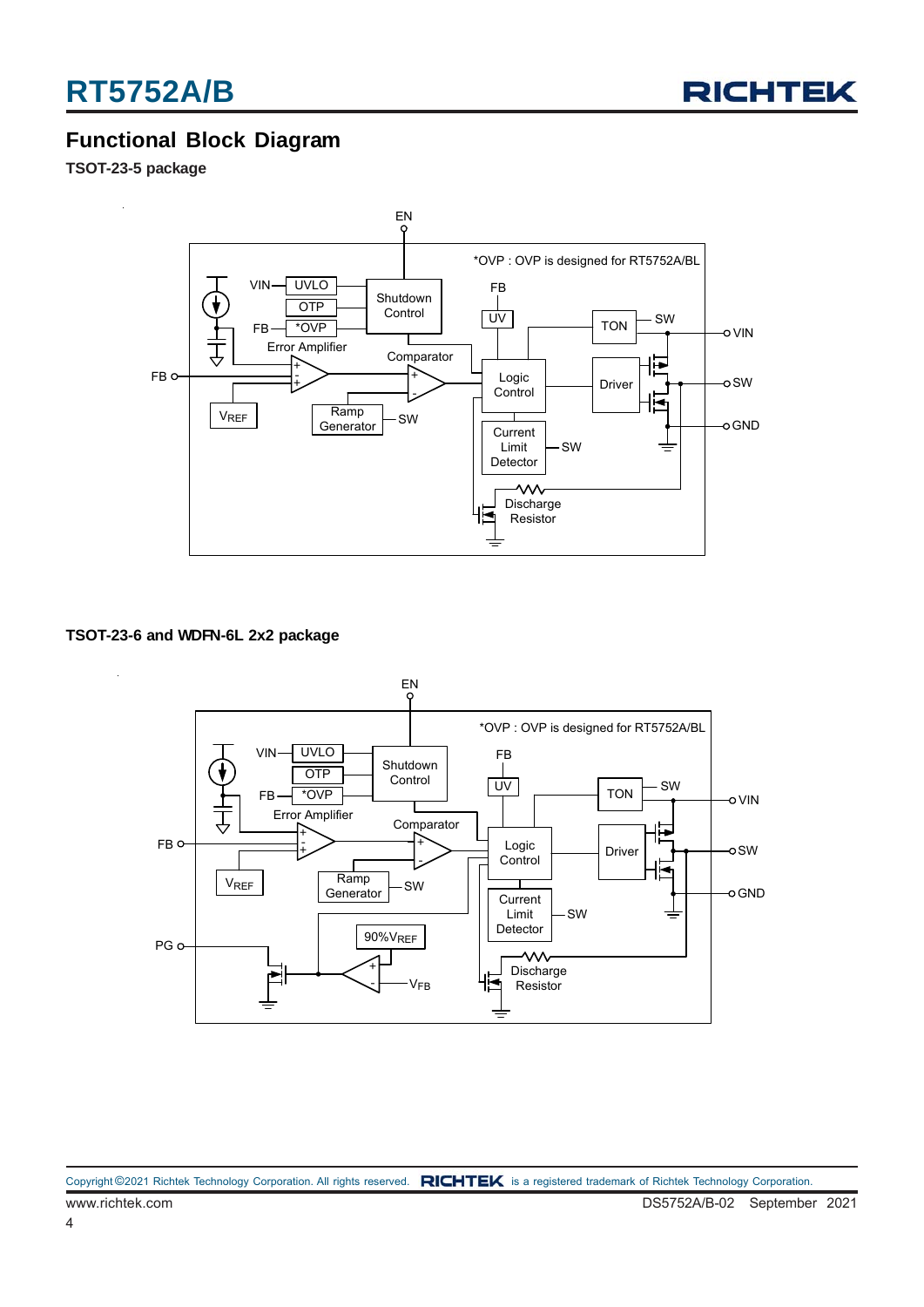## Functional Block Diagram

**TSOT-23-5 package**

**TSOT-23-6 and WDFN-6L 2x2 package**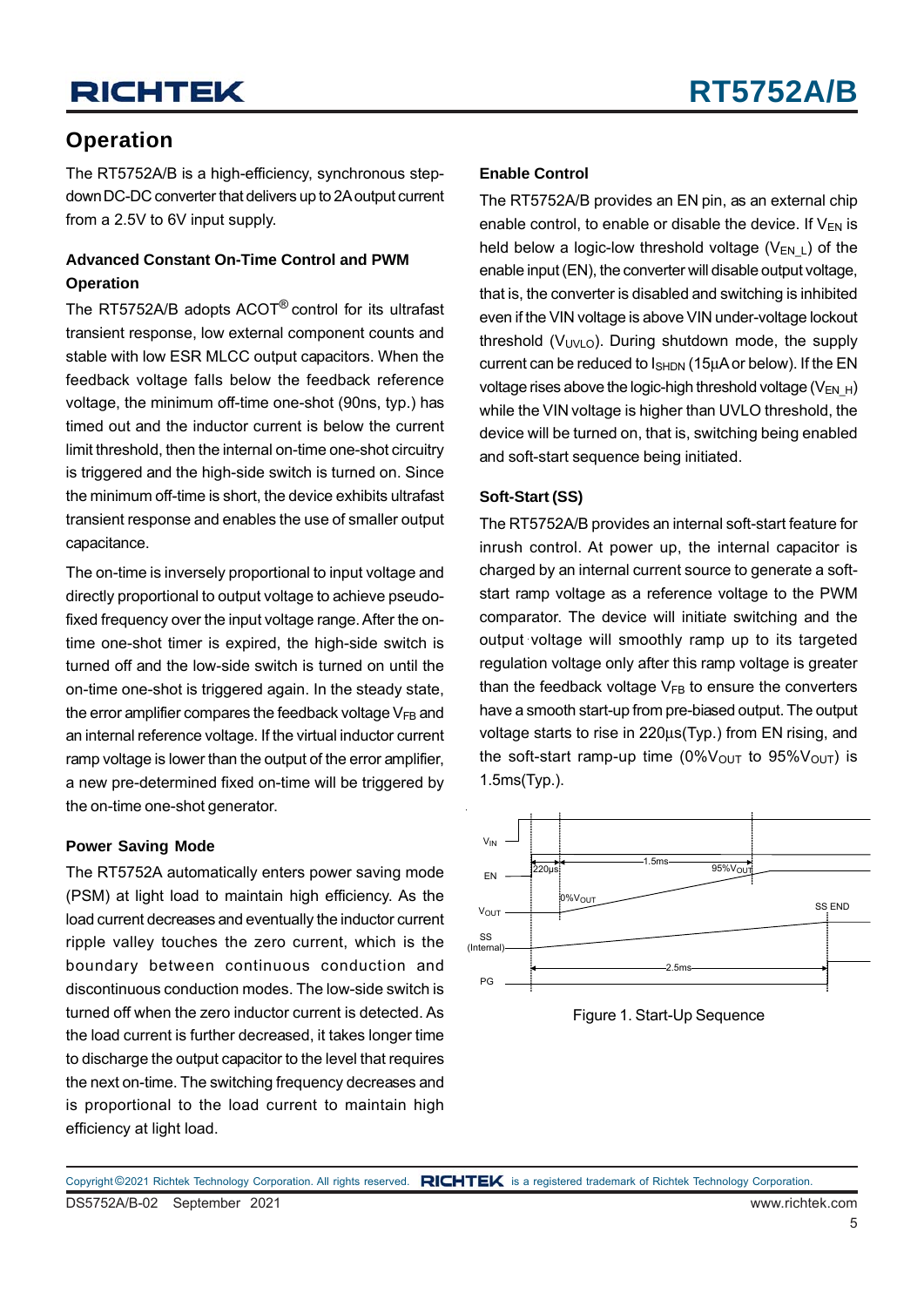## Operation

The RT5752A/B is a high-efficiency, synchronous step-down DC-DC converter that delivers up to 2A output current from a 2.5V to 6V input supply.

### Advanced Constant On-Time Control and PWM Operation

The RT5752A/B adopts ACOT® control for its ultrafast transient response, low external component counts and stable with low ESR MLCC output capacitors. When the feedback voltage falls below the feedback reference voltage, the minimum off-time one-shot (90ns, typ.) has timed out and the inductor current is below the current limit threshold, then the internal on-time one-shot circuitry is triggered and the high-side switch is turned on. Since the minimum off-time is short, the device exhibits ultrafast transient response and enables the use of smaller output capacitance.

The on-time is inversely proportional to input voltage and directly proportional to output voltage to achieve pseudo-fixed frequency over the input voltage range. After the on-time one-shot timer is expired, the high-side switch is turned off and the low-side switch is turned on until the on-time one-shot is triggered again. In the steady state, the error amplifier compares the feedback voltage $V_{FB}$ and an internal reference voltage. If the virtual inductor current ramp voltage is lower than the output of the error amplifier, a new pre-determined fixed on-time will be triggered by the on-time one-shot generator.

### Power Saving Mode

The RT5752A automatically enters power saving mode (PSM) at light load to maintain high efficiency. As the load current decreases and eventually the inductor current ripple valley touches the zero current, which is the boundary between continuous conduction and discontinuous conduction modes. The low-side switch is turned off when the zero inductor current is detected. As the load current is further decreased, it takes longer time to discharge the output capacitor to the level that requires the next on-time. The switching frequency decreases and is proportional to the load current to maintain high efficiency at light load.

### Enable Control

The RT5752A/B provides an EN pin, as an external chip enable control, to enable or disable the device. If $V_{EN}$ is held below a logic-low threshold voltage ($V_{EN\_L}$) of the enable input (EN), the converter will disable output voltage, that is, the converter is disabled and switching is inhibited even if the VIN voltage is above VIN under-voltage lockout threshold ($V_{UVLO}$). During shutdown mode, the supply current can be reduced to $I_{SHDN}$ (15μA or below). If the EN voltage rises above the logic-high threshold voltage ($V_{EN\_H}$) while the VIN voltage is higher than UVLO threshold, the device will be turned on, that is, switching being enabled and soft-start sequence being initiated.

### Soft-Start (SS)

The RT5752A/B provides an internal soft-start feature for inrush control. At power up, the internal capacitor is charged by an internal current source to generate a soft-start ramp voltage as a reference voltage to the PWM comparator. The device will initiate switching and the output voltage will smoothly ramp up to its targeted regulation voltage only after this ramp voltage is greater than the feedback voltage $V_{FB}$ to ensure the converters have a smooth start-up from pre-biased output. The output voltage starts to rise in 220μs(Typ.) from EN rising, and the soft-start ramp-up time (0%$V_{OUT}$ to 95%$V_{OUT}$) is 1.5ms(Typ.).

Figure 1. Start-Up Sequence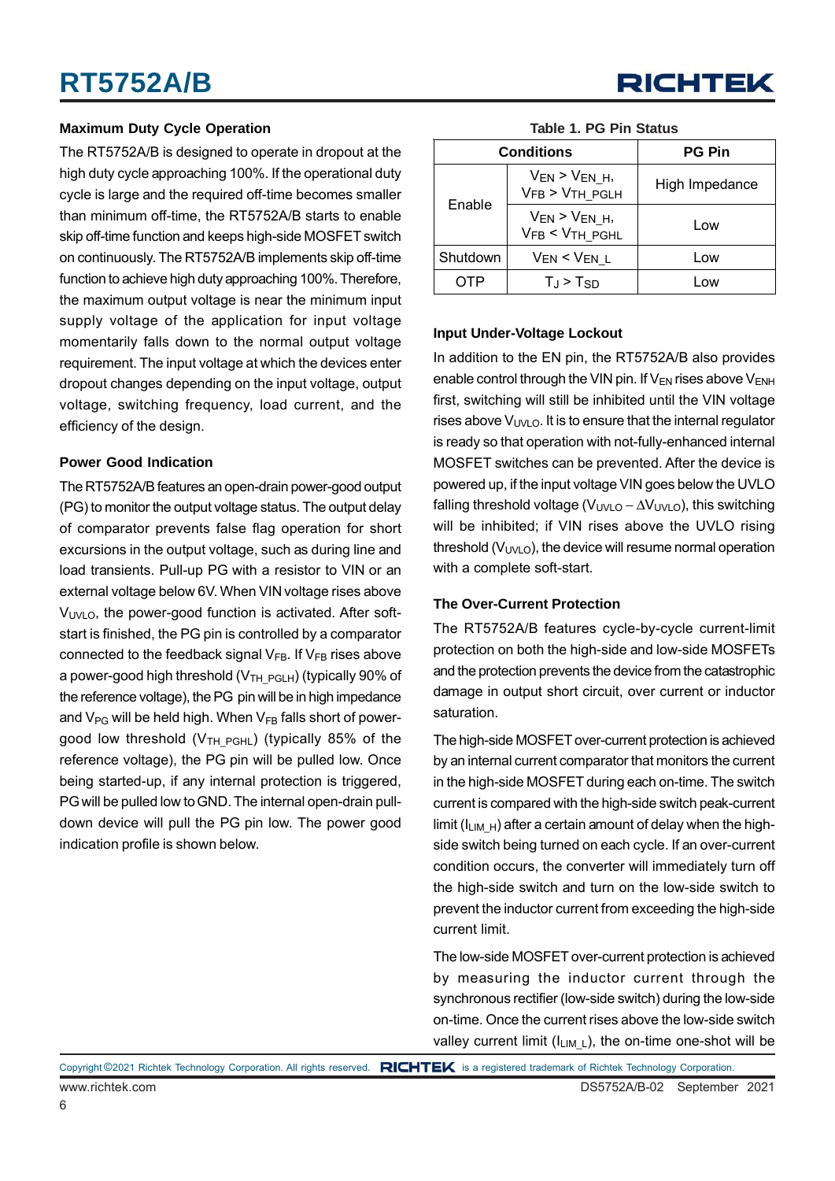### Maximum Duty Cycle Operation

The RT5752A/B is designed to operate in dropout at the high duty cycle approaching 100%. If the operational duty cycle is large and the required off-time becomes smaller than minimum off-time, the RT5752A/B starts to enable skip off-time function and keeps high-side MOSFET switch on continuously. The RT5752A/B implements skip off-time function to achieve high duty approaching 100%. Therefore, the maximum output voltage is near the minimum input supply voltage of the application for input voltage momentarily falls down to the normal output voltage requirement. The input voltage at which the devices enter dropout changes depending on the input voltage, output voltage, switching frequency, load current, and the efficiency of the design.

### Power Good Indication

The RT5752A/B features an open-drain power-good output (PG) to monitor the output voltage status. The output delay of comparator prevents false flag operation for short excursions in the output voltage, such as during line and load transients. Pull-up PG with a resistor to VIN or an external voltage below 6V. When VIN voltage rises above $V_{UVLO}$, the power-good function is activated. After soft-start is finished, the PG pin is controlled by a comparator connected to the feedback signal $V_{FB}$. If $V_{FB}$ rises above a power-good high threshold ($V_{TH\_PGLH}$) (typically 90% of the reference voltage), the PG pin will be in high impedance and $V_{PG}$ will be held high. When $V_{FB}$ falls short of power-good low threshold ($V_{TH\_PGHL}$) (typically 85% of the reference voltage), the PG pin will be pulled low. Once being started-up, if any internal protection is triggered, PG will be pulled low to GND. The internal open-drain pull-down device will pull the PG pin low. The power good indication profile is shown below.

**Table 1. PG Pin Status**

| Conditions | | PG Pin |
|---|---|---|
| Enable | $V_{EN} > V_{EN\_H}$, $V_{FB} > V_{TH\_PGLH}$ | High Impedance |
| | $V_{EN} > V_{EN\_H}$, $V_{FB} < V_{TH\_PGHL}$ | Low |
| Shutdown | $V_{EN} < V_{EN\_L}$ | Low |
| OTP | $T_J > T_{SD}$ | Low |

### Input Under-Voltage Lockout

In addition to the EN pin, the RT5752A/B also provides enable control through the VIN pin. If $V_{EN}$ rises above $V_{ENH}$ first, switching will still be inhibited until the VIN voltage rises above $V_{UVLO}$. It is to ensure that the internal regulator is ready so that operation with not-fully-enhanced internal MOSFET switches can be prevented. After the device is powered up, if the input voltage VIN goes below the UVLO falling threshold voltage ($V_{UVLO} - \Delta V_{UVLO}$), this switching will be inhibited; if VIN rises above the UVLO rising threshold ($V_{UVLO}$), the device will resume normal operation with a complete soft-start.

### The Over-Current Protection

The RT5752A/B features cycle-by-cycle current-limit protection on both the high-side and low-side MOSFETs and the protection prevents the device from the catastrophic damage in output short circuit, over current or inductor saturation.

The high-side MOSFET over-current protection is achieved by an internal current comparator that monitors the current in the high-side MOSFET during each on-time. The switch current is compared with the high-side switch peak-current limit ($I_{LIM\_H}$) after a certain amount of delay when the high-side switch being turned on each cycle. If an over-current condition occurs, the converter will immediately turn off the high-side switch and turn on the low-side switch to prevent the inductor current from exceeding the high-side current limit.

The low-side MOSFET over-current protection is achieved by measuring the inductor current through the synchronous rectifier (low-side switch) during the low-side on-time. Once the current rises above the low-side switch valley current limit ($I_{LIM\_L}$), the on-time one-shot will be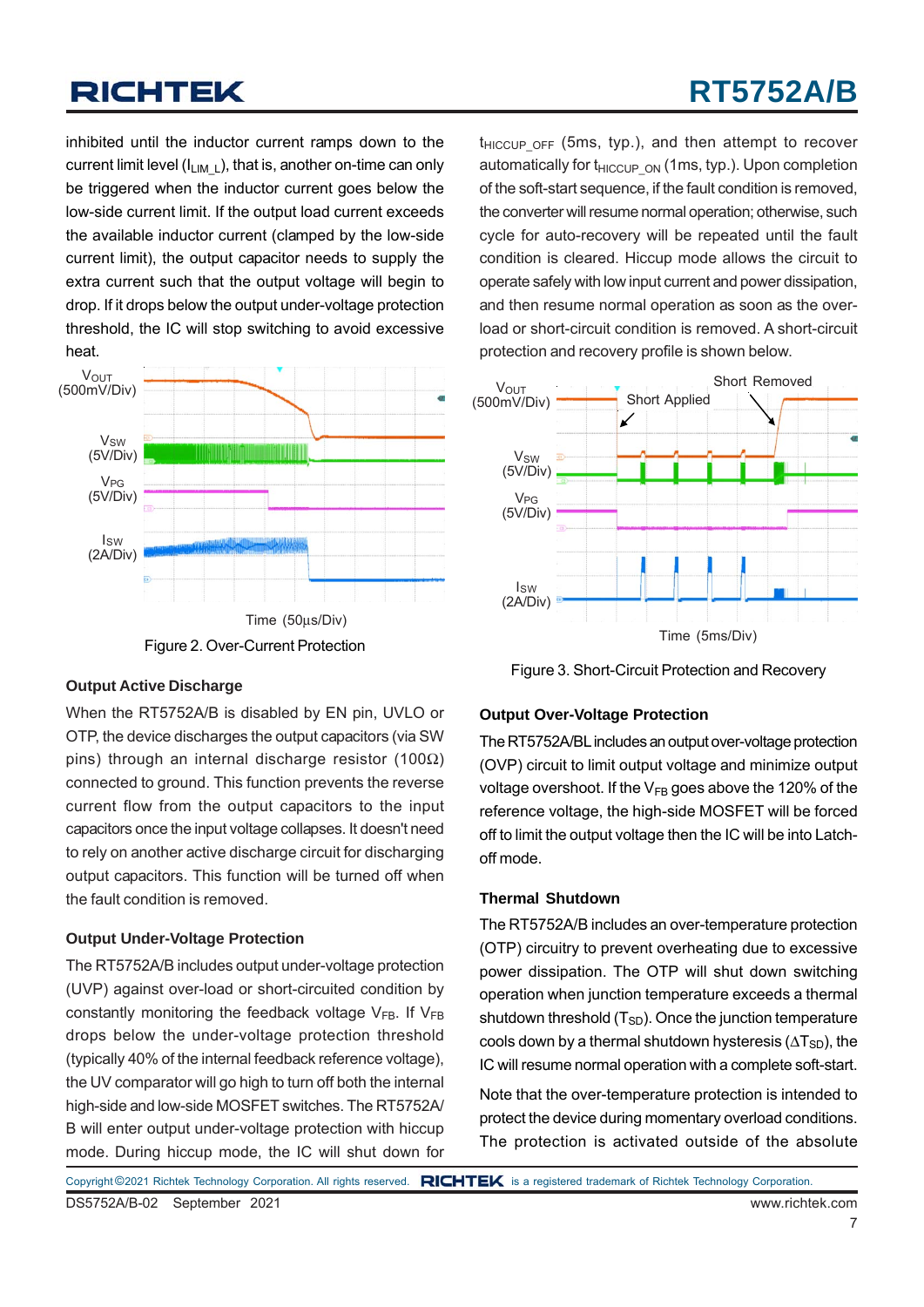inhibited until the inductor current ramps down to the current limit level ($I_{LIM\_L}$), that is, another on-time can only be triggered when the inductor current goes below the low-side current limit. If the output load current exceeds the available inductor current (clamped by the low-side current limit), the output capacitor needs to supply the extra current such that the output voltage will begin to drop. If it drops below the output under-voltage protection threshold, the IC will stop switching to avoid excessive heat.

Figure 2. Over-Current Protection

### Output Active Discharge

When the RT5752A/B is disabled by EN pin, UVLO or OTP, the device discharges the output capacitors (via SW pins) through an internal discharge resistor (100Ω) connected to ground. This function prevents the reverse current flow from the output capacitors to the input capacitors once the input voltage collapses. It doesn't need to rely on another active discharge circuit for discharging output capacitors. This function will be turned off when the fault condition is removed.

### Output Under-Voltage Protection

The RT5752A/B includes output under-voltage protection (UVP) against over-load or short-circuited condition by constantly monitoring the feedback voltage $V_{FB}$. If $V_{FB}$ drops below the under-voltage protection threshold (typically 40% of the internal feedback reference voltage), the UV comparator will go high to turn off both the internal high-side and low-side MOSFET switches. The RT5752A/B will enter output under-voltage protection with hiccup mode. During hiccup mode, the IC will shut down for $t_{HICCUP\_OFF}$ (5ms, typ.), and then attempt to recover automatically for $t_{HICCUP\_ON}$ (1ms, typ.). Upon completion of the soft-start sequence, if the fault condition is removed, the converter will resume normal operation; otherwise, such cycle for auto-recovery will be repeated until the fault condition is cleared. Hiccup mode allows the circuit to operate safely with low input current and power dissipation, and then resume normal operation as soon as the over-load or short-circuit condition is removed. A short-circuit protection and recovery profile is shown below.

Figure 3. Short-Circuit Protection and Recovery

### Output Over-Voltage Protection

The RT5752A/BL includes an output over-voltage protection (OVP) circuit to limit output voltage and minimize output voltage overshoot. If the $V_{FB}$ goes above the 120% of the reference voltage, the high-side MOSFET will be forced off to limit the output voltage then the IC will be into Latch-off mode.

### Thermal Shutdown

The RT5752A/B includes an over-temperature protection (OTP) circuitry to prevent overheating due to excessive power dissipation. The OTP will shut down switching operation when junction temperature exceeds a thermal shutdown threshold ($T_{SD}$). Once the junction temperature cools down by a thermal shutdown hysteresis ($\Delta T_{SD}$), the IC will resume normal operation with a complete soft-start.

Note that the over-temperature protection is intended to protect the device during momentary overload conditions. The protection is activated outside of the absolute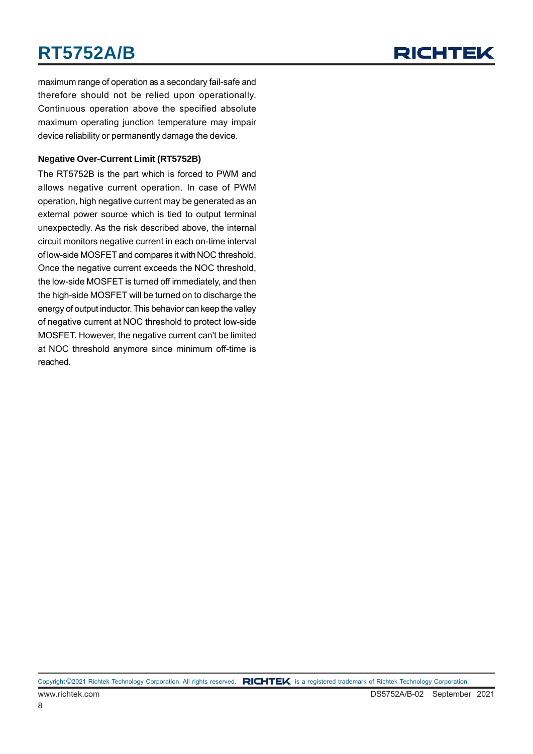maximum range of operation as a secondary fail-safe and therefore should not be relied upon operationally. Continuous operation above the specified absolute maximum operating junction temperature may impair device reliability or permanently damage the device.

**Negative Over-Current Limit (RT5752B)**

The RT5752B is the part which is forced to PWM and allows negative current operation. In case of PWM operation, high negative current may be generated as an external power source which is tied to output terminal unexpectedly. As the risk described above, the internal circuit monitors negative current in each on-time interval of low-side MOSFET and compares it with NOC threshold. Once the negative current exceeds the NOC threshold, the low-side MOSFET is turned off immediately, and then the high-side MOSFET will be turned on to discharge the energy of output inductor. This behavior can keep the valley of negative current at NOC threshold to protect low-side MOSFET. However, the negative current can't be limited at NOC threshold anymore since minimum off-time is reached.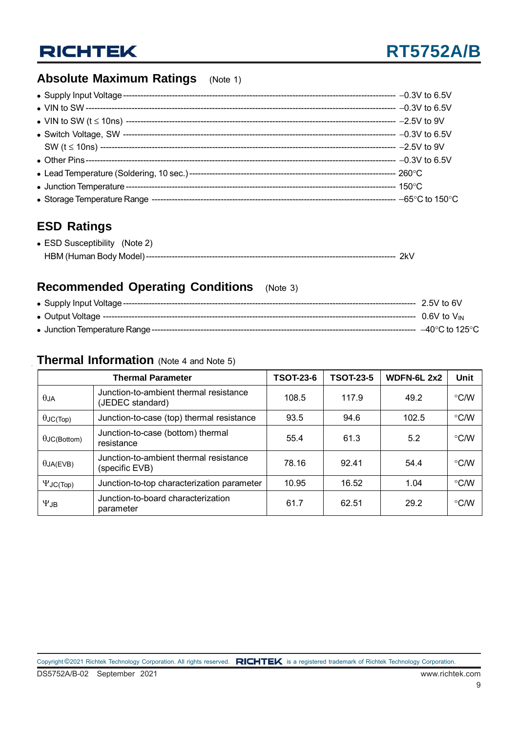## Absolute Maximum Ratings (Note 1)

- Supply Input Voltage ---------- –0.3V to 6.5V
- VIN to SW ---------- –0.3V to 6.5V
- VIN to SW (t ≤ 10ns) ---------- –2.5V to 9V
- Switch Voltage, SW ---------- –0.3V to 6.5V
  SW (t ≤ 10ns) ---------- –2.5V to 9V
- Other Pins ---------- –0.3V to 6.5V
- Lead Temperature (Soldering, 10 sec.) ---------- 260°C
- Junction Temperature ---------- 150°C
- Storage Temperature Range ---------- –65°C to 150°C

## ESD Ratings

- ESD Susceptibility (Note 2)
  HBM (Human Body Model) ---------- 2kV

## Recommended Operating Conditions (Note 3)

- Supply Input Voltage ---------- 2.5V to 6V
- Output Voltage ---------- 0.6V to $V_{IN}$
- Junction Temperature Range ---------- –40°C to 125°C

## Thermal Information (Note 4 and Note 5)

| Thermal Parameter | | TSOT-23-6 | TSOT-23-5 | WDFN-6L 2x2 | Unit |
|---|---|---|---|---|---|
| $\theta_{JA}$ | Junction-to-ambient thermal resistance (JEDEC standard) | 108.5 | 117.9 | 49.2 | °C/W |
| $\theta_{JC(Top)}$ | Junction-to-case (top) thermal resistance | 93.5 | 94.6 | 102.5 | °C/W |
| $\theta_{JC(Bottom)}$ | Junction-to-case (bottom) thermal resistance | 55.4 | 61.3 | 5.2 | °C/W |
| $\theta_{JA(EVB)}$ | Junction-to-ambient thermal resistance (specific EVB) | 78.16 | 92.41 | 54.4 | °C/W |
| $\Psi_{JC(Top)}$ | Junction-to-top characterization parameter | 10.95 | 16.52 | 1.04 | °C/W |
| $\Psi_{JB}$ | Junction-to-board characterization parameter | 61.7 | 62.51 | 29.2 | °C/W |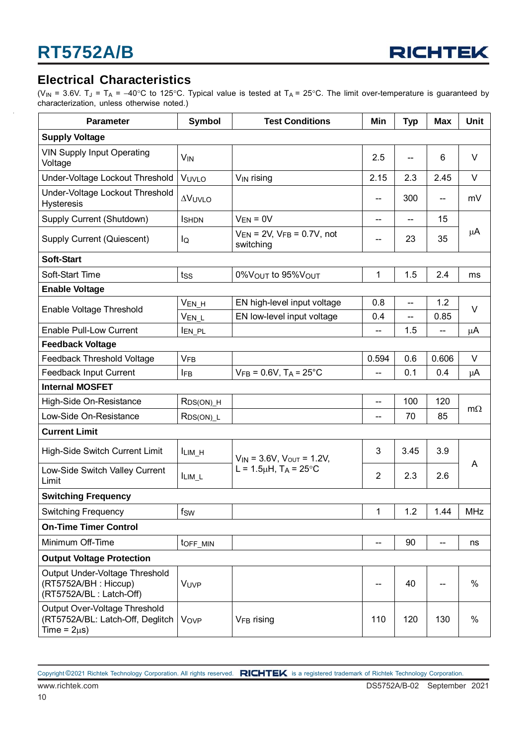## Electrical Characteristics

($V_{IN}$ = 3.6V. $T_J$ = $T_A$ = –40°C to 125°C. Typical value is tested at $T_A$ = 25°C. The limit over-temperature is guaranteed by characterization, unless otherwise noted.)

| Parameter | Symbol | Test Conditions | Min | Typ | Max | Unit |
|---|---|---|---|---|---|---|
| **Supply Voltage** | | | | | | |
| VIN Supply Input Operating Voltage | $V_{IN}$ | | 2.5 | -- | 6 | V |
| Under-Voltage Lockout Threshold | $V_{UVLO}$ | $V_{IN}$ rising | 2.15 | 2.3 | 2.45 | V |
| Under-Voltage Lockout Threshold Hysteresis | $\Delta V_{UVLO}$ | | -- | 300 | -- | mV |
| Supply Current (Shutdown) | $I_{SHDN}$ | $V_{EN}$ = 0V | -- | -- | 15 | μA |
| Supply Current (Quiescent) | $I_Q$ | $V_{EN}$ = 2V, $V_{FB}$ = 0.7V, not switching | -- | 23 | 35 | μA |
| **Soft-Start** | | | | | | |
| Soft-Start Time | $t_{SS}$ | 0%$V_{OUT}$ to 95%$V_{OUT}$ | 1 | 1.5 | 2.4 | ms |
| **Enable Voltage** | | | | | | |
| Enable Voltage Threshold | $V_{EN\_H}$ | EN high-level input voltage | 0.8 | -- | 1.2 | V |
| | $V_{EN\_L}$ | EN low-level input voltage | 0.4 | -- | 0.85 | V |
| Enable Pull-Low Current | $I_{EN\_PL}$ | | -- | 1.5 | -- | μA |
| **Feedback Voltage** | | | | | | |
| Feedback Threshold Voltage | $V_{FB}$ | | 0.594 | 0.6 | 0.606 | V |
| Feedback Input Current | $I_{FB}$ | $V_{FB}$ = 0.6V, $T_A$ = 25°C | -- | 0.1 | 0.4 | μA |
| **Internal MOSFET** | | | | | | |
| High-Side On-Resistance | $R_{DS(ON)\_H}$ | | -- | 100 | 120 | mΩ |
| Low-Side On-Resistance | $R_{DS(ON)\_L}$ | | -- | 70 | 85 | mΩ |
| **Current Limit** | | | | | | |
| High-Side Switch Current Limit | $I_{LIM\_H}$ | $V_{IN}$ = 3.6V, $V_{OUT}$ = 1.2V, L = 1.5μH, $T_A$ = 25°C | 3 | 3.45 | 3.9 | A |
| Low-Side Switch Valley Current Limit | $I_{LIM\_L}$ | $V_{IN}$ = 3.6V, $V_{OUT}$ = 1.2V, L = 1.5μH, $T_A$ = 25°C | 2 | 2.3 | 2.6 | A |
| **Switching Frequency** | | | | | | |
| Switching Frequency | $f_{SW}$ | | 1 | 1.2 | 1.44 | MHz |
| **On-Time Timer Control** | | | | | | |
| Minimum Off-Time | $t_{OFF\_MIN}$ | | -- | 90 | -- | ns |
| **Output Voltage Protection** | | | | | | |
| Output Under-Voltage Threshold (RT5752A/BH : Hiccup) (RT5752A/BL : Latch-Off) | $V_{UVP}$ | | -- | 40 | -- | % |
| Output Over-Voltage Threshold (RT5752A/BL: Latch-Off, Deglitch Time = 2μs) | $V_{OVP}$ | $V_{FB}$ rising | 110 | 120 | 130 | % |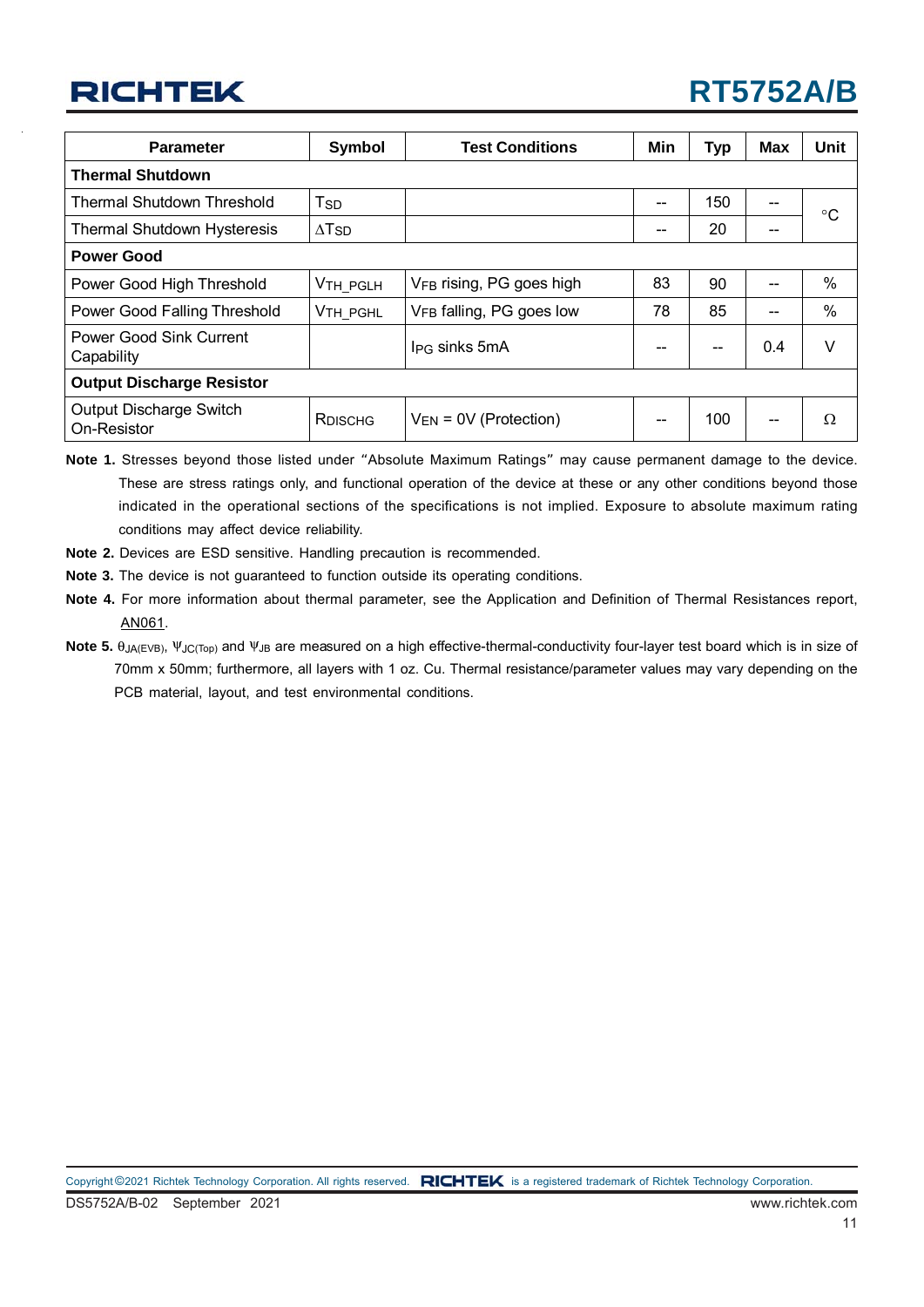| Parameter | Symbol | Test Conditions | Min | Typ | Max | Unit |
|---|---|---|---|---|---|---|
| **Thermal Shutdown** | | | | | | |
| Thermal Shutdown Threshold | $T_{SD}$ | | -- | 150 | -- | °C |
| Thermal Shutdown Hysteresis | $\Delta T_{SD}$ | | -- | 20 | -- | °C |
| **Power Good** | | | | | | |
| Power Good High Threshold | $V_{TH\_PGLH}$ | $V_{FB}$ rising, PG goes high | 83 | 90 | -- | % |
| Power Good Falling Threshold | $V_{TH\_PGHL}$ | $V_{FB}$ falling, PG goes low | 78 | 85 | -- | % |
| Power Good Sink Current Capability | | $I_{PG}$ sinks 5mA | -- | -- | 0.4 | V |
| **Output Discharge Resistor** | | | | | | |
| Output Discharge Switch On-Resistor | $R_{DISCHG}$ | $V_{EN}$ = 0V (Protection) | -- | 100 | -- | Ω |

**Note 1.** Stresses beyond those listed under "Absolute Maximum Ratings" may cause permanent damage to the device. These are stress ratings only, and functional operation of the device at these or any other conditions beyond those indicated in the operational sections of the specifications is not implied. Exposure to absolute maximum rating conditions may affect device reliability.

**Note 2.** Devices are ESD sensitive. Handling precaution is recommended.

**Note 3.** The device is not guaranteed to function outside its operating conditions.

**Note 4.** For more information about thermal parameter, see the Application and Definition of Thermal Resistances report, AN061.

**Note 5.** $\theta_{JA(EVB)}$, $\Psi_{JC(Top)}$ and $\Psi_{JB}$ are measured on a high effective-thermal-conductivity four-layer test board which is in size of 70mm x 50mm; furthermore, all layers with 1 oz. Cu. Thermal resistance/parameter values may vary depending on the PCB material, layout, and test environmental conditions.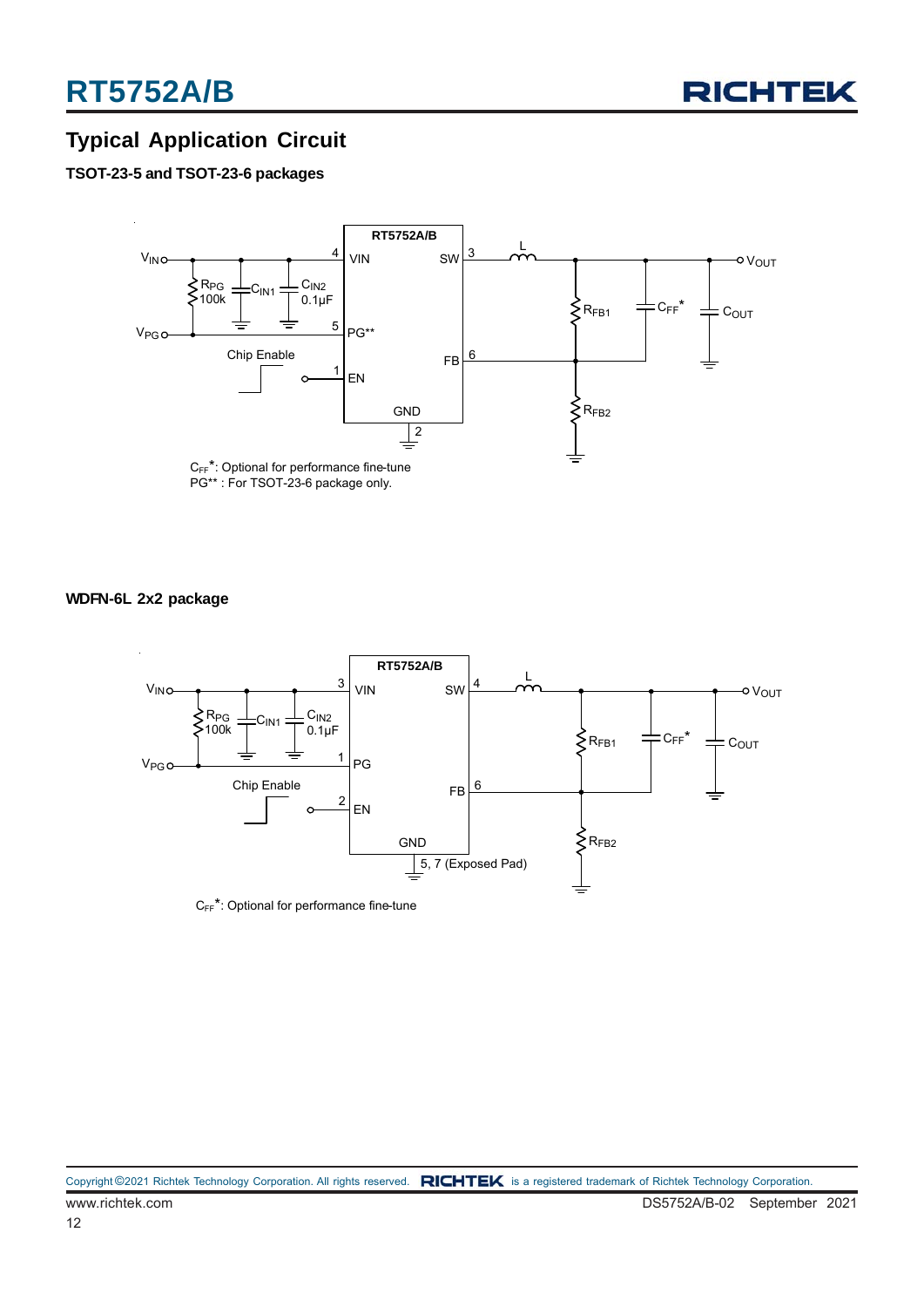## Typical Application Circuit

**TSOT-23-5 and TSOT-23-6 packages**

RT5752A/B

$V_{IN}$ — 4 VIN; SW 3 — L — $V_{OUT}$

$R_{PG}$ 100k, $C_{IN1}$, $C_{IN2}$ 0.1μF

$V_{PG}$ — 5 PG**

Chip Enable — 1 EN

FB 6 — $R_{FB1}$, $C_{FF}$*, $C_{OUT}$, $R_{FB2}$

GND 2

$C_{FF}$*: Optional for performance fine-tune
PG** : For TSOT-23-6 package only.

**WDFN-6L 2x2 package**

RT5752A/B

$V_{IN}$ — 3 VIN; SW 4 — L — $V_{OUT}$

$R_{PG}$ 100k, $C_{IN1}$, $C_{IN2}$ 0.1μF

$V_{PG}$ — 1 PG

Chip Enable — 2 EN

FB 6 — $R_{FB1}$, $C_{FF}$*, $C_{OUT}$, $R_{FB2}$

GND 5, 7 (Exposed Pad)

$C_{FF}$*: Optional for performance fine-tune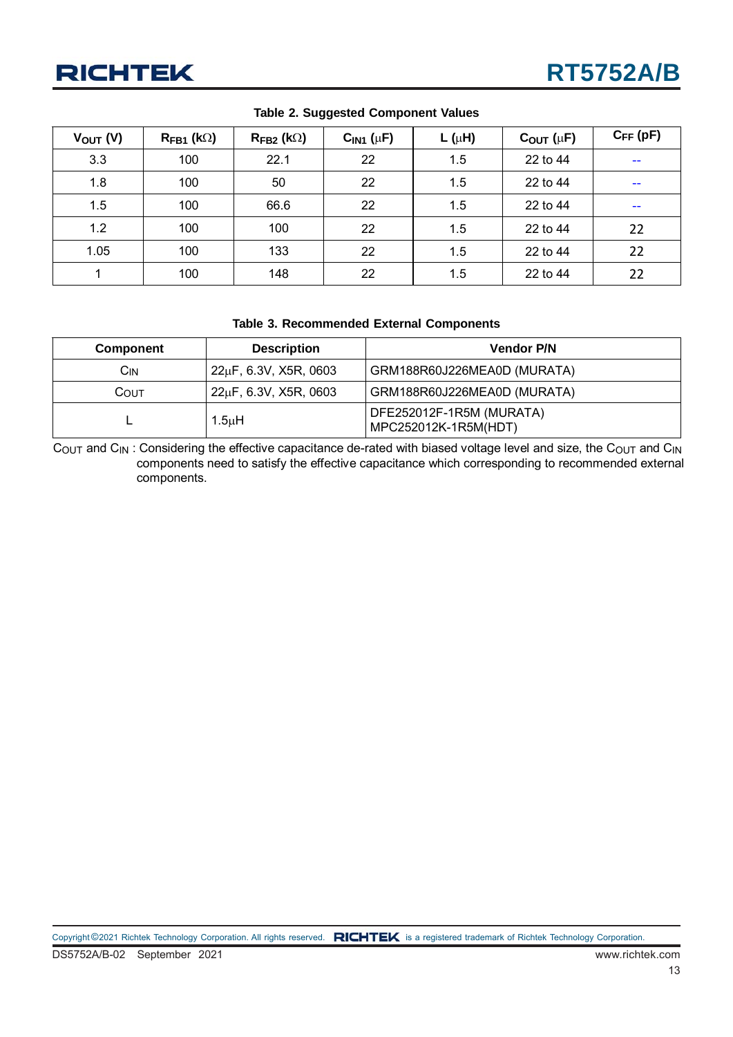**Table 2. Suggested Component Values**

| $V_{OUT}$ (V) | $R_{FB1}$ (kΩ) | $R_{FB2}$ (kΩ) | $C_{IN1}$ (μF) | L (μH) | $C_{OUT}$ (μF) | $C_{FF}$ (pF) |
|---|---|---|---|---|---|---|
| 3.3 | 100 | 22.1 | 22 | 1.5 | 22 to 44 | -- |
| 1.8 | 100 | 50 | 22 | 1.5 | 22 to 44 | -- |
| 1.5 | 100 | 66.6 | 22 | 1.5 | 22 to 44 | -- |
| 1.2 | 100 | 100 | 22 | 1.5 | 22 to 44 | 22 |
| 1.05 | 100 | 133 | 22 | 1.5 | 22 to 44 | 22 |
| 1 | 100 | 148 | 22 | 1.5 | 22 to 44 | 22 |

**Table 3. Recommended External Components**

| Component | Description | Vendor P/N |
|---|---|---|
| $C_{IN}$ | 22μF, 6.3V, X5R, 0603 | GRM188R60J226MEA0D (MURATA) |
| $C_{OUT}$ | 22μF, 6.3V, X5R, 0603 | GRM188R60J226MEA0D (MURATA) |
| L | 1.5μH | DFE252012F-1R5M (MURATA)<br>MPC252012K-1R5M(HDT) |

$C_{OUT}$ and $C_{IN}$ : Considering the effective capacitance de-rated with biased voltage level and size, the $C_{OUT}$ and $C_{IN}$ components need to satisfy the effective capacitance which corresponding to recommended external components.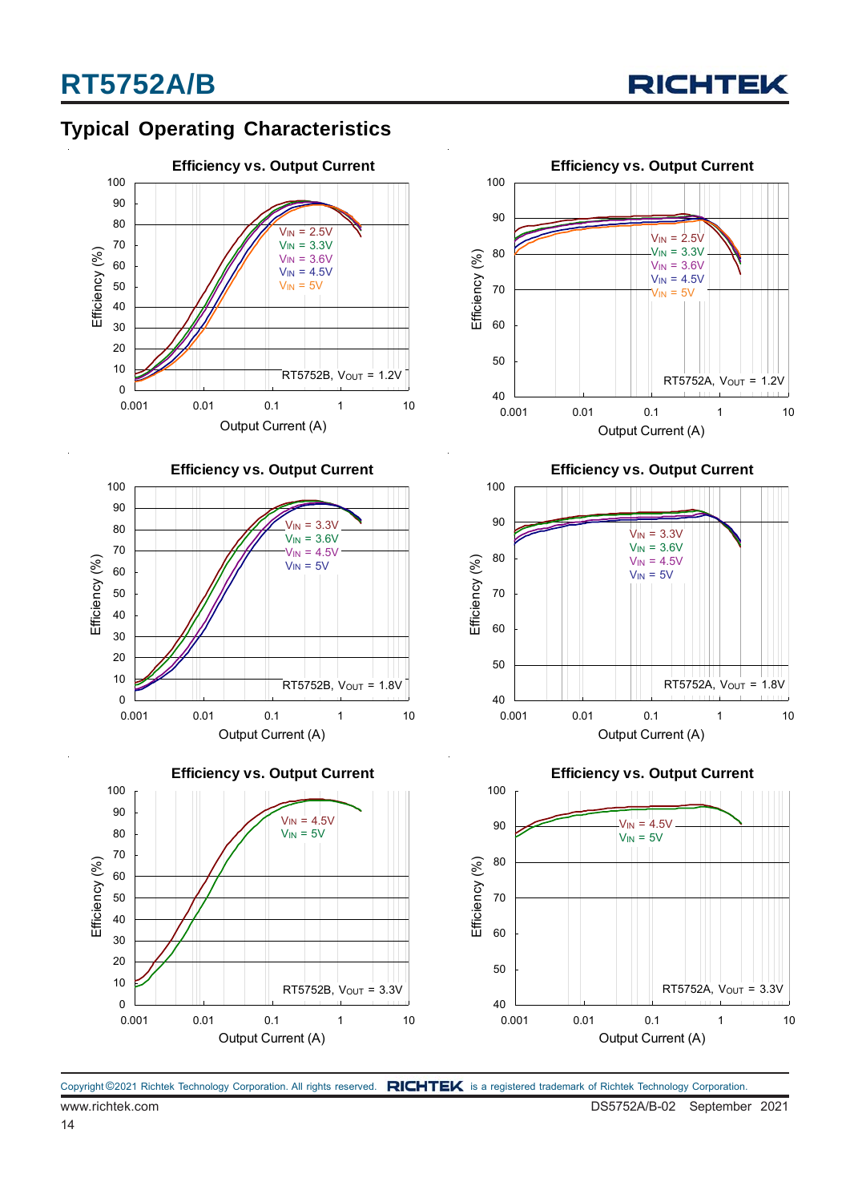## Typical Operating Characteristics

**Efficiency vs. Output Current**

Efficiency (%) vs. Output Current (A)

$V_{IN}$ = 2.5V, $V_{IN}$ = 3.3V, $V_{IN}$ = 3.6V, $V_{IN}$ = 4.5V, $V_{IN}$ = 5V

RT5752B, $V_{OUT}$ = 1.2V

**Efficiency vs. Output Current**

Efficiency (%) vs. Output Current (A)

$V_{IN}$ = 2.5V, $V_{IN}$ = 3.3V, $V_{IN}$ = 3.6V, $V_{IN}$ = 4.5V, $V_{IN}$ = 5V

RT5752A, $V_{OUT}$ = 1.2V

**Efficiency vs. Output Current**

Efficiency (%) vs. Output Current (A)

$V_{IN}$ = 3.3V, $V_{IN}$ = 3.6V, $V_{IN}$ = 4.5V, $V_{IN}$ = 5V

RT5752B, $V_{OUT}$ = 1.8V

**Efficiency vs. Output Current**

Efficiency (%) vs. Output Current (A)

$V_{IN}$ = 3.3V, $V_{IN}$ = 3.6V, $V_{IN}$ = 4.5V, $V_{IN}$ = 5V

RT5752A, $V_{OUT}$ = 1.8V

**Efficiency vs. Output Current**

Efficiency (%) vs. Output Current (A)

$V_{IN}$ = 4.5V, $V_{IN}$ = 5V

RT5752B, $V_{OUT}$ = 3.3V

**Efficiency vs. Output Current**

Efficiency (%) vs. Output Current (A)

$V_{IN}$ = 4.5V, $V_{IN}$ = 5V

RT5752A, $V_{OUT}$ = 3.3V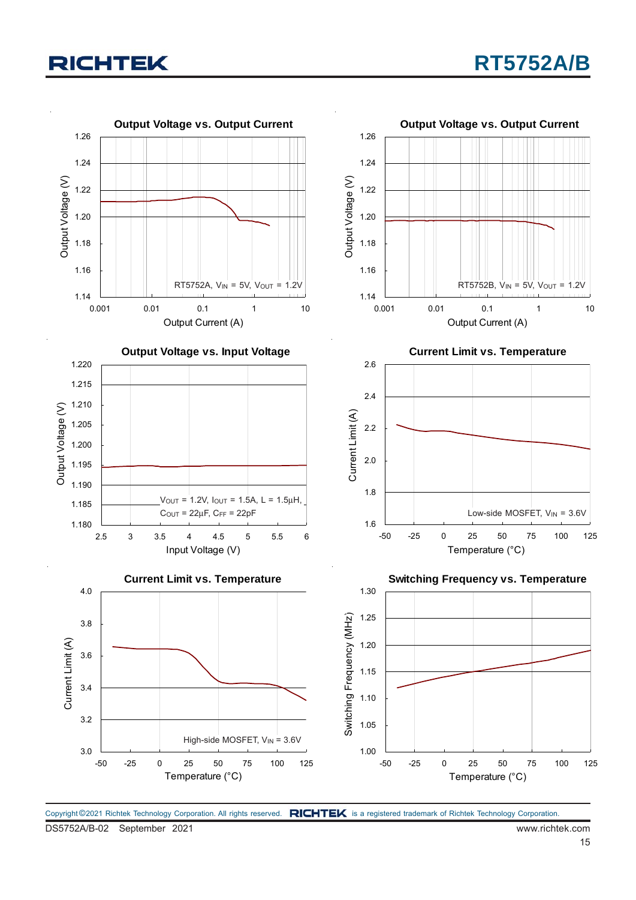**Output Voltage vs. Output Current**

Output Voltage (V): 1.14 – 1.26; Output Current (A): 0.001 – 10

RT5752A, $V_{IN}$ = 5V, $V_{OUT}$ = 1.2V

**Output Voltage vs. Output Current**

Output Voltage (V): 1.14 – 1.26; Output Current (A): 0.001 – 10

RT5752B, $V_{IN}$ = 5V, $V_{OUT}$ = 1.2V

**Output Voltage vs. Input Voltage**

Output Voltage (V): 1.180 – 1.220; Input Voltage (V): 2.5 – 6

$V_{OUT}$ = 1.2V, $I_{OUT}$ = 1.5A, L = 1.5μH, $C_{OUT}$ = 22μF, $C_{FF}$ = 22pF

**Current Limit vs. Temperature**

Current Limit (A): 1.6 – 2.6; Temperature (°C): -50 – 125

Low-side MOSFET, $V_{IN}$ = 3.6V

**Current Limit vs. Temperature**

Current Limit (A): 3.0 – 4.0; Temperature (°C): -50 – 125

High-side MOSFET, $V_{IN}$ = 3.6V

**Switching Frequency vs. Temperature**

Switching Frequency (MHz): 1.00 – 1.30; Temperature (°C): -50 – 125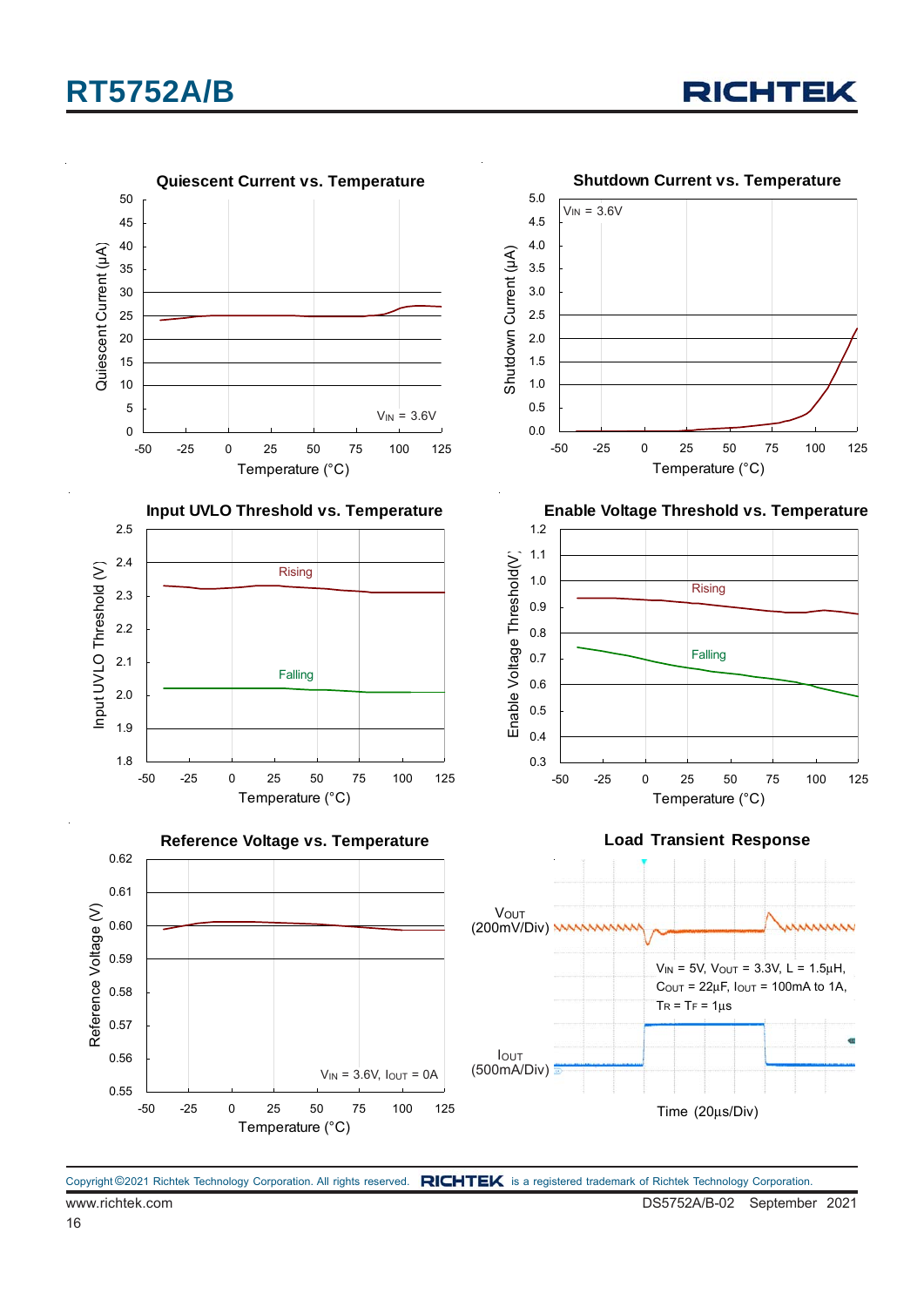### Quiescent Current vs. Temperature

Quiescent Current (µA) vs. Temperature (°C)

$V_{IN}$ = 3.6V

### Shutdown Current vs. Temperature

Shutdown Current (µA) vs. Temperature (°C)

$V_{IN}$ = 3.6V

### Input UVLO Threshold vs. Temperature

Input UVLO Threshold (V) vs. Temperature (°C)

Rising

Falling

### Enable Voltage Threshold vs. Temperature

Enable Voltage Threshold (V) vs. Temperature (°C)

Rising

Falling

### Reference Voltage vs. Temperature

Reference Voltage (V) vs. Temperature (°C)

$V_{IN}$ = 3.6V, $I_{OUT}$ = 0A

### Load Transient Response

$V_{OUT}$ (200mV/Div)

$I_{OUT}$ (500mA/Div)

$V_{IN}$ = 5V, $V_{OUT}$ = 3.3V, L = 1.5µH, $C_{OUT}$ = 22µF, $I_{OUT}$ = 100mA to 1A, $T_R$ = $T_F$ = 1µs

Time (20µs/Div)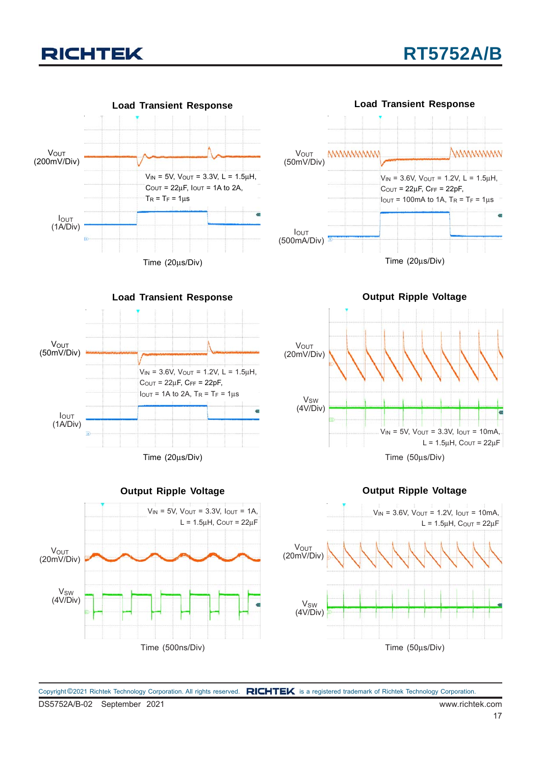Load Transient Response

$V_{OUT}$ (200mV/Div)

$I_{OUT}$ (1A/Div)

$V_{IN}$ = 5V, $V_{OUT}$ = 3.3V, L = 1.5μH, $C_{OUT}$ = 22μF, $I_{OUT}$ = 1A to 2A, $T_R$ = $T_F$ = 1μs

Time (20μs/Div)

Load Transient Response

$V_{OUT}$ (50mV/Div)

$I_{OUT}$ (500mA/Div)

$V_{IN}$ = 3.6V, $V_{OUT}$ = 1.2V, L = 1.5μH, $C_{OUT}$ = 22μF, $C_{FF}$ = 22pF, $I_{OUT}$ = 100mA to 1A, $T_R$ = $T_F$ = 1μs

Time (20μs/Div)

Load Transient Response

$V_{OUT}$ (50mV/Div)

$I_{OUT}$ (1A/Div)

$V_{IN}$ = 3.6V, $V_{OUT}$ = 1.2V, L = 1.5μH, $C_{OUT}$ = 22μF, $C_{FF}$ = 22pF, $I_{OUT}$ = 1A to 2A, $T_R$ = $T_F$ = 1μs

Time (20μs/Div)

Output Ripple Voltage

$V_{OUT}$ (20mV/Div)

$V_{SW}$ (4V/Div)

$V_{IN}$ = 5V, $V_{OUT}$ = 3.3V, $I_{OUT}$ = 10mA, L = 1.5μH, $C_{OUT}$ = 22μF

Time (50μs/Div)

Output Ripple Voltage

$V_{OUT}$ (20mV/Div)

$V_{SW}$ (4V/Div)

$V_{IN}$ = 5V, $V_{OUT}$ = 3.3V, $I_{OUT}$ = 1A, L = 1.5μH, $C_{OUT}$ = 22μF

Time (500ns/Div)

Output Ripple Voltage

$V_{OUT}$ (20mV/Div)

$V_{SW}$ (4V/Div)

$V_{IN}$ = 3.6V, $V_{OUT}$ = 1.2V, $I_{OUT}$ = 10mA, L = 1.5μH, $C_{OUT}$ = 22μF

Time (50μs/Div)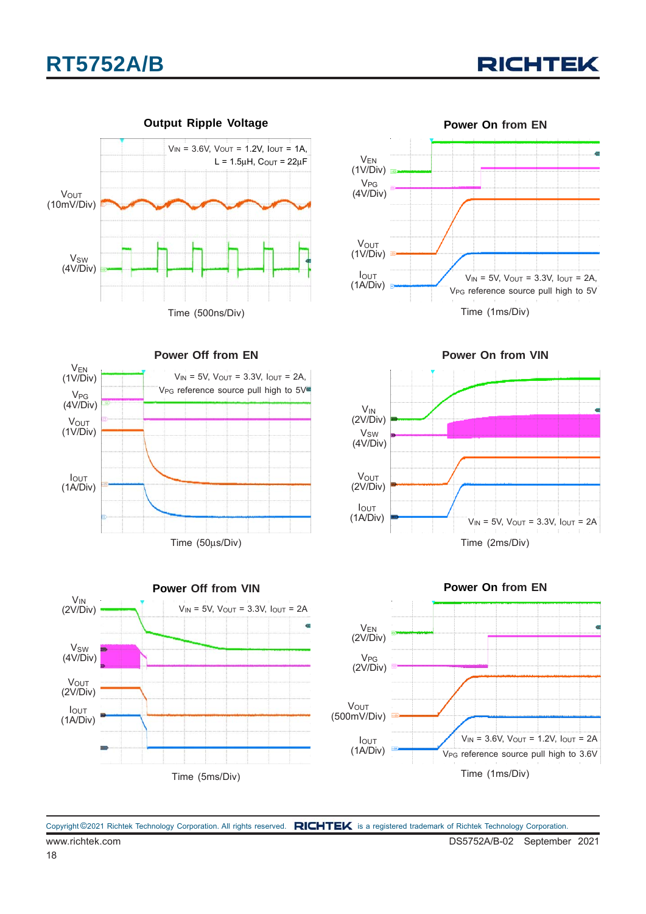**Output Ripple Voltage**

$V_{IN}$ = 3.6V, $V_{OUT}$ = 1.2V, $I_{OUT}$ = 1A, L = 1.5μH, $C_{OUT}$ = 22μF

$V_{OUT}$ (10mV/Div)

$V_{SW}$ (4V/Div)

Time (500ns/Div)

**Power On from EN**

$V_{EN}$ (1V/Div)

$V_{PG}$ (4V/Div)

$V_{OUT}$ (1V/Div)

$I_{OUT}$ (1A/Div)

$V_{IN}$ = 5V, $V_{OUT}$ = 3.3V, $I_{OUT}$ = 2A, $V_{PG}$ reference source pull high to 5V

Time (1ms/Div)

**Power Off from EN**

$V_{EN}$ (1V/Div)

$V_{PG}$ (4V/Div)

$V_{OUT}$ (1V/Div)

$I_{OUT}$ (1A/Div)

$V_{IN}$ = 5V, $V_{OUT}$ = 3.3V, $I_{OUT}$ = 2A, $V_{PG}$ reference source pull high to 5V

Time (50μs/Div)

**Power On from VIN**

$V_{IN}$ (2V/Div)

$V_{SW}$ (4V/Div)

$V_{OUT}$ (2V/Div)

$I_{OUT}$ (1A/Div)

$V_{IN}$ = 5V, $V_{OUT}$ = 3.3V, $I_{OUT}$ = 2A

Time (2ms/Div)

**Power Off from VIN**

$V_{IN}$ (2V/Div)

$V_{SW}$ (4V/Div)

$V_{OUT}$ (2V/Div)

$I_{OUT}$ (1A/Div)

$V_{IN}$ = 5V, $V_{OUT}$ = 3.3V, $I_{OUT}$ = 2A

Time (5ms/Div)

**Power On from EN**

$V_{EN}$ (2V/Div)

$V_{PG}$ (2V/Div)

$V_{OUT}$ (500mV/Div)

$I_{OUT}$ (1A/Div)

$V_{IN}$ = 3.6V, $V_{OUT}$ = 1.2V, $I_{OUT}$ = 2A, $V_{PG}$ reference source pull high to 3.6V

Time (1ms/Div)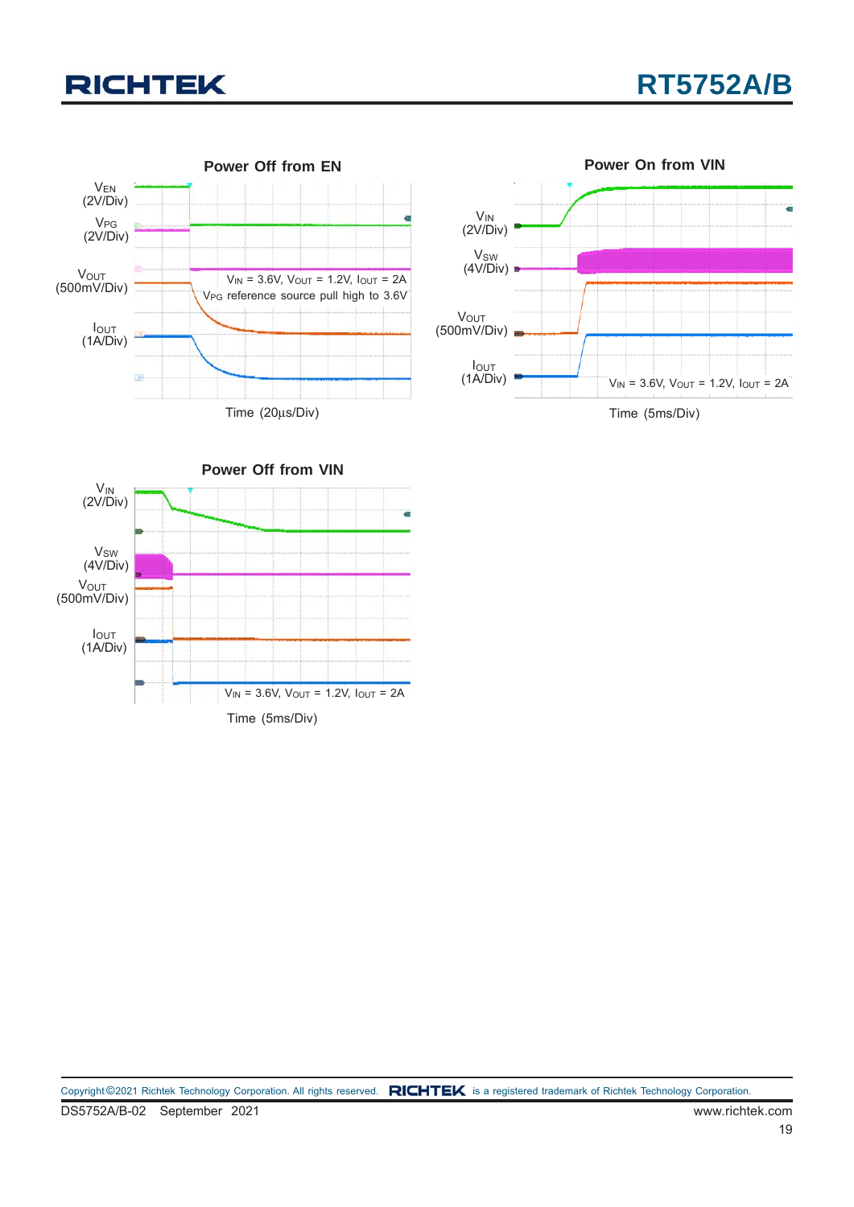**Power Off from EN**

$V_{EN}$ (2V/Div)

$V_{PG}$ (2V/Div)

$V_{OUT}$ (500mV/Div)

$I_{OUT}$ (1A/Div)

$V_{IN}$ = 3.6V, $V_{OUT}$ = 1.2V, $I_{OUT}$ = 2A
$V_{PG}$ reference source pull high to 3.6V

Time (20μs/Div)

**Power On from VIN**

$V_{IN}$ (2V/Div)

$V_{SW}$ (4V/Div)

$V_{OUT}$ (500mV/Div)

$I_{OUT}$ (1A/Div)

$V_{IN}$ = 3.6V, $V_{OUT}$ = 1.2V, $I_{OUT}$ = 2A

Time (5ms/Div)

**Power Off from VIN**

$V_{IN}$ (2V/Div)

$V_{SW}$ (4V/Div)

$V_{OUT}$ (500mV/Div)

$I_{OUT}$ (1A/Div)

$V_{IN}$ = 3.6V, $V_{OUT}$ = 1.2V, $I_{OUT}$ = 2A

Time (5ms/Div)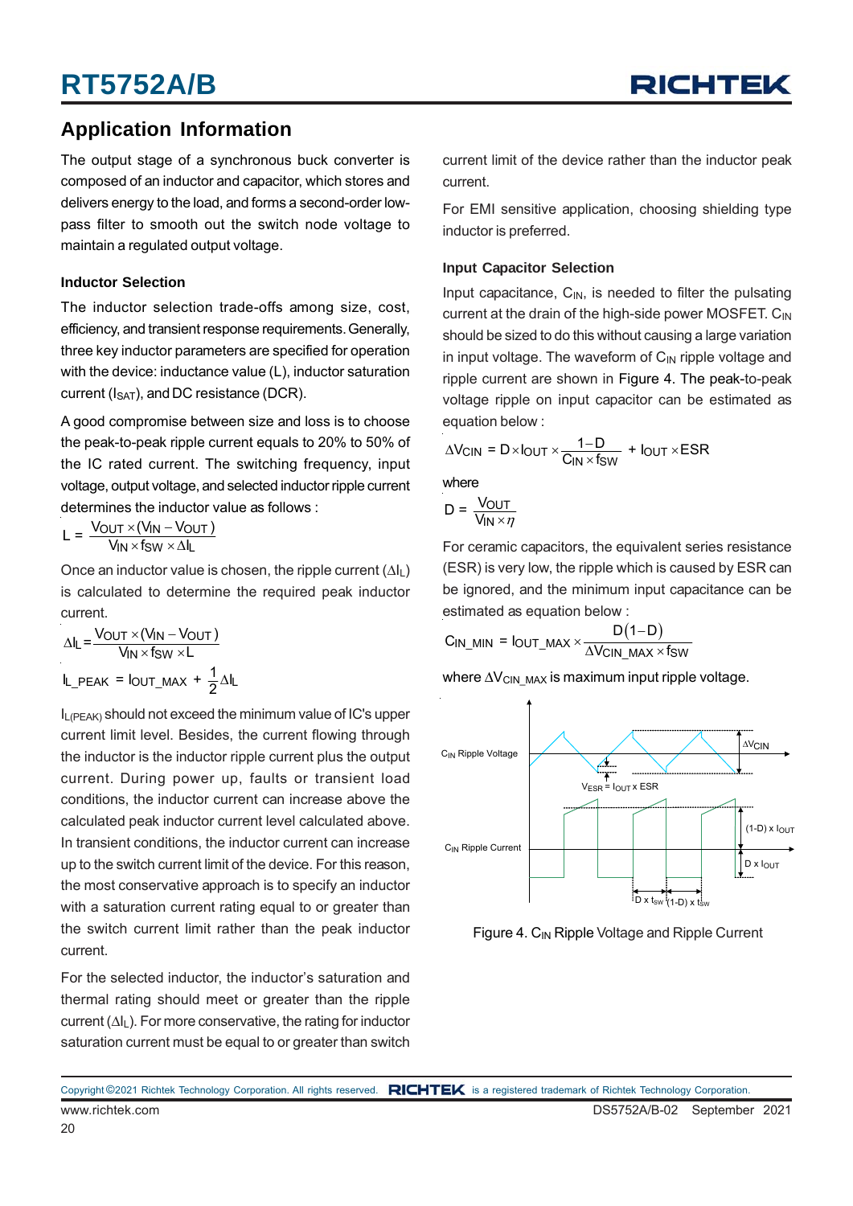## Application Information

The output stage of a synchronous buck converter is composed of an inductor and capacitor, which stores and delivers energy to the load, and forms a second-order low-pass filter to smooth out the switch node voltage to maintain a regulated output voltage.

### Inductor Selection

The inductor selection trade-offs among size, cost, efficiency, and transient response requirements. Generally, three key inductor parameters are specified for operation with the device: inductance value (L), inductor saturation current ($I_{SAT}$), and DC resistance (DCR).

A good compromise between size and loss is to choose the peak-to-peak ripple current equals to 20% to 50% of the IC rated current. The switching frequency, input voltage, output voltage, and selected inductor ripple current determines the inductor value as follows :

$$L = \frac{V_{OUT} \times (V_{IN} - V_{OUT})}{V_{IN} \times f_{SW} \times \Delta I_L}$$

Once an inductor value is chosen, the ripple current ($\Delta I_L$) is calculated to determine the required peak inductor current.

$$\Delta I_L = \frac{V_{OUT} \times (V_{IN} - V_{OUT})}{V_{IN} \times f_{SW} \times L}$$

$$I_{L\_PEAK} = I_{OUT\_MAX} + \frac{1}{2}\Delta I_L$$

$I_{L(PEAK)}$ should not exceed the minimum value of IC's upper current limit level. Besides, the current flowing through the inductor is the inductor ripple current plus the output current. During power up, faults or transient load conditions, the inductor current can increase above the calculated peak inductor current level calculated above. In transient conditions, the inductor current can increase up to the switch current limit of the device. For this reason, the most conservative approach is to specify an inductor with a saturation current rating equal to or greater than the switch current limit rather than the peak inductor current.

For the selected inductor, the inductor's saturation and thermal rating should meet or greater than the ripple current ($\Delta I_L$). For more conservative, the rating for inductor saturation current must be equal to or greater than switch current limit of the device rather than the inductor peak current.

For EMI sensitive application, choosing shielding type inductor is preferred.

### Input Capacitor Selection

Input capacitance, $C_{IN}$, is needed to filter the pulsating current at the drain of the high-side power MOSFET. $C_{IN}$ should be sized to do this without causing a large variation in input voltage. The waveform of $C_{IN}$ ripple voltage and ripple current are shown in Figure 4. The peak-to-peak voltage ripple on input capacitor can be estimated as equation below :

$$\Delta V_{CIN} = D \times I_{OUT} \times \frac{1-D}{C_{IN} \times f_{SW}} + I_{OUT} \times ESR$$

where

$$D = \frac{V_{OUT}}{V_{IN} \times \eta}$$

For ceramic capacitors, the equivalent series resistance (ESR) is very low, the ripple which is caused by ESR can be ignored, and the minimum input capacitance can be estimated as equation below :

$$C_{IN\_MIN} = I_{OUT\_MAX} \times \frac{D(1-D)}{\Delta V_{CIN\_MAX} \times f_{SW}}$$

where $\Delta V_{CIN\_MAX}$ is maximum input ripple voltage.

Figure 4. $C_{IN}$ Ripple Voltage and Ripple Current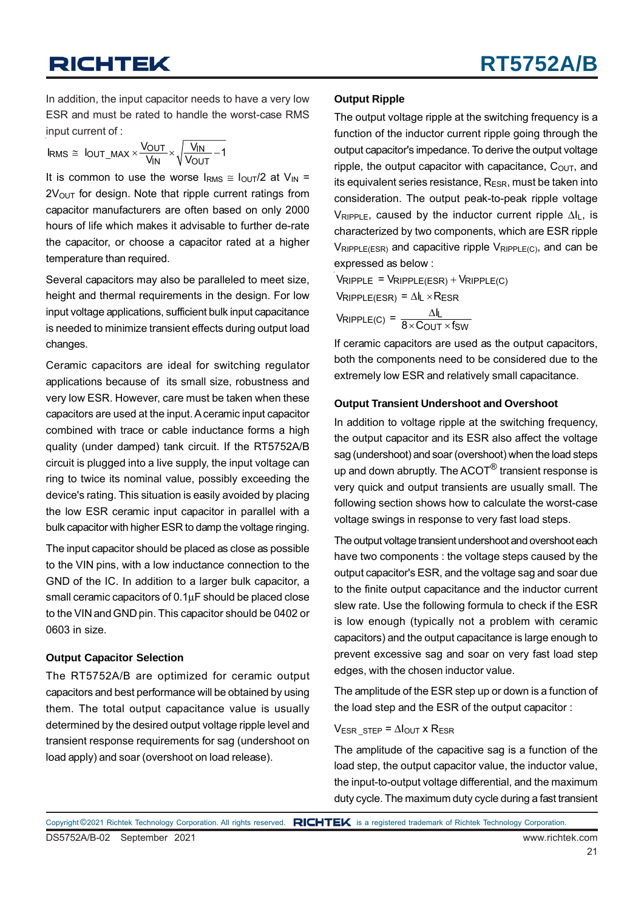In addition, the input capacitor needs to have a very low ESR and must be rated to handle the worst-case RMS input current of :

$$I_{RMS} \cong I_{OUT\_MAX} \times \frac{V_{OUT}}{V_{IN}} \times \sqrt{\frac{V_{IN}}{V_{OUT}} - 1}$$

It is common to use the worse $I_{RMS} \cong I_{OUT}/2$ at $V_{IN} = 2V_{OUT}$ for design. Note that ripple current ratings from capacitor manufacturers are often based on only 2000 hours of life which makes it advisable to further de-rate the capacitor, or choose a capacitor rated at a higher temperature than required.

Several capacitors may also be paralleled to meet size, height and thermal requirements in the design. For low input voltage applications, sufficient bulk input capacitance is needed to minimize transient effects during output load changes.

Ceramic capacitors are ideal for switching regulator applications because of its small size, robustness and very low ESR. However, care must be taken when these capacitors are used at the input. A ceramic input capacitor combined with trace or cable inductance forms a high quality (under damped) tank circuit. If the RT5752A/B circuit is plugged into a live supply, the input voltage can ring to twice its nominal value, possibly exceeding the device's rating. This situation is easily avoided by placing the low ESR ceramic input capacitor in parallel with a bulk capacitor with higher ESR to damp the voltage ringing.

The input capacitor should be placed as close as possible to the VIN pins, with a low inductance connection to the GND of the IC. In addition to a larger bulk capacitor, a small ceramic capacitors of 0.1μF should be placed close to the VIN and GND pin. This capacitor should be 0402 or 0603 in size.

### Output Capacitor Selection

The RT5752A/B are optimized for ceramic output capacitors and best performance will be obtained by using them. The total output capacitance value is usually determined by the desired output voltage ripple level and transient response requirements for sag (undershoot on load apply) and soar (overshoot on load release).

### Output Ripple

The output voltage ripple at the switching frequency is a function of the inductor current ripple going through the output capacitor's impedance. To derive the output voltage ripple, the output capacitor with capacitance, $C_{OUT}$, and its equivalent series resistance, $R_{ESR}$, must be taken into consideration. The output peak-to-peak ripple voltage $V_{RIPPLE}$, caused by the inductor current ripple $\Delta I_L$, is characterized by two components, which are ESR ripple $V_{RIPPLE(ESR)}$ and capacitive ripple $V_{RIPPLE(C)}$, and can be expressed as below :

$$V_{RIPPLE} = V_{RIPPLE(ESR)} + V_{RIPPLE(C)}$$

$$V_{RIPPLE(ESR)} = \Delta I_L \times R_{ESR}$$

$$V_{RIPPLE(C)} = \frac{\Delta I_L}{8 \times C_{OUT} \times f_{SW}}$$

If ceramic capacitors are used as the output capacitors, both the components need to be considered due to the extremely low ESR and relatively small capacitance.

### Output Transient Undershoot and Overshoot

In addition to voltage ripple at the switching frequency, the output capacitor and its ESR also affect the voltage sag (undershoot) and soar (overshoot) when the load steps up and down abruptly. The ACOT® transient response is very quick and output transients are usually small. The following section shows how to calculate the worst-case voltage swings in response to very fast load steps.

The output voltage transient undershoot and overshoot each have two components : the voltage steps caused by the output capacitor's ESR, and the voltage sag and soar due to the finite output capacitance and the inductor current slew rate. Use the following formula to check if the ESR is low enough (typically not a problem with ceramic capacitors) and the output capacitance is large enough to prevent excessive sag and soar on very fast load step edges, with the chosen inductor value.

The amplitude of the ESR step up or down is a function of the load step and the ESR of the output capacitor :

$$V_{ESR\_STEP} = \Delta I_{OUT} \times R_{ESR}$$

The amplitude of the capacitive sag is a function of the load step, the output capacitor value, the inductor value, the input-to-output voltage differential, and the maximum duty cycle. The maximum duty cycle during a fast transient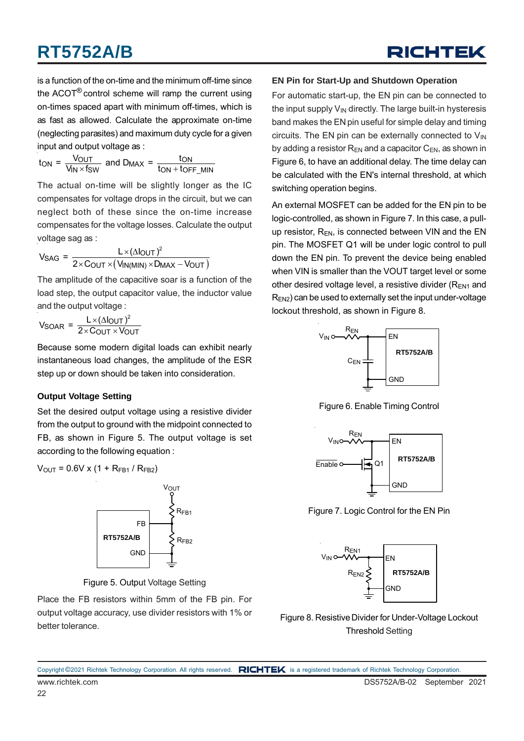is a function of the on-time and the minimum off-time since the ACOT® control scheme will ramp the current using on-times spaced apart with minimum off-times, which is as fast as allowed. Calculate the approximate on-time (neglecting parasites) and maximum duty cycle for a given input and output voltage as :

$$t_{ON} = \frac{V_{OUT}}{V_{IN} \times f_{SW}} \text{ and } D_{MAX} = \frac{t_{ON}}{t_{ON} + t_{OFF\_MIN}}$$

The actual on-time will be slightly longer as the IC compensates for voltage drops in the circuit, but we can neglect both of these since the on-time increase compensates for the voltage losses. Calculate the output voltage sag as :

$$V_{SAG} = \frac{L \times (\Delta I_{OUT})^2}{2 \times C_{OUT} \times (V_{IN(MIN)} \times D_{MAX} - V_{OUT})}$$

The amplitude of the capacitive soar is a function of the load step, the output capacitor value, the inductor value and the output voltage :

$$V_{SOAR} = \frac{L \times (\Delta I_{OUT})^2}{2 \times C_{OUT} \times V_{OUT}}$$

Because some modern digital loads can exhibit nearly instantaneous load changes, the amplitude of the ESR step up or down should be taken into consideration.

### Output Voltage Setting

Set the desired output voltage using a resistive divider from the output to ground with the midpoint connected to FB, as shown in Figure 5. The output voltage is set according to the following equation :

$V_{OUT} = 0.6V \times (1 + R_{FB1} / R_{FB2})$

Figure 5. Output Voltage Setting

Place the FB resistors within 5mm of the FB pin. For output voltage accuracy, use divider resistors with 1% or better tolerance.

### EN Pin for Start-Up and Shutdown Operation

For automatic start-up, the EN pin can be connected to the input supply $V_{IN}$ directly. The large built-in hysteresis band makes the EN pin useful for simple delay and timing circuits. The EN pin can be externally connected to $V_{IN}$ by adding a resistor $R_{EN}$ and a capacitor $C_{EN}$, as shown in Figure 6, to have an additional delay. The time delay can be calculated with the EN's internal threshold, at which switching operation begins.

An external MOSFET can be added for the EN pin to be logic-controlled, as shown in Figure 7. In this case, a pull-up resistor, $R_{EN}$, is connected between VIN and the EN pin. The MOSFET Q1 will be under logic control to pull down the EN pin. To prevent the device being enabled when VIN is smaller than the VOUT target level or some other desired voltage level, a resistive divider ($R_{EN1}$ and $R_{EN2}$) can be used to externally set the input under-voltage lockout threshold, as shown in Figure 8.

Figure 6. Enable Timing Control

Figure 7. Logic Control for the EN Pin

Figure 8. Resistive Divider for Under-Voltage Lockout Threshold Setting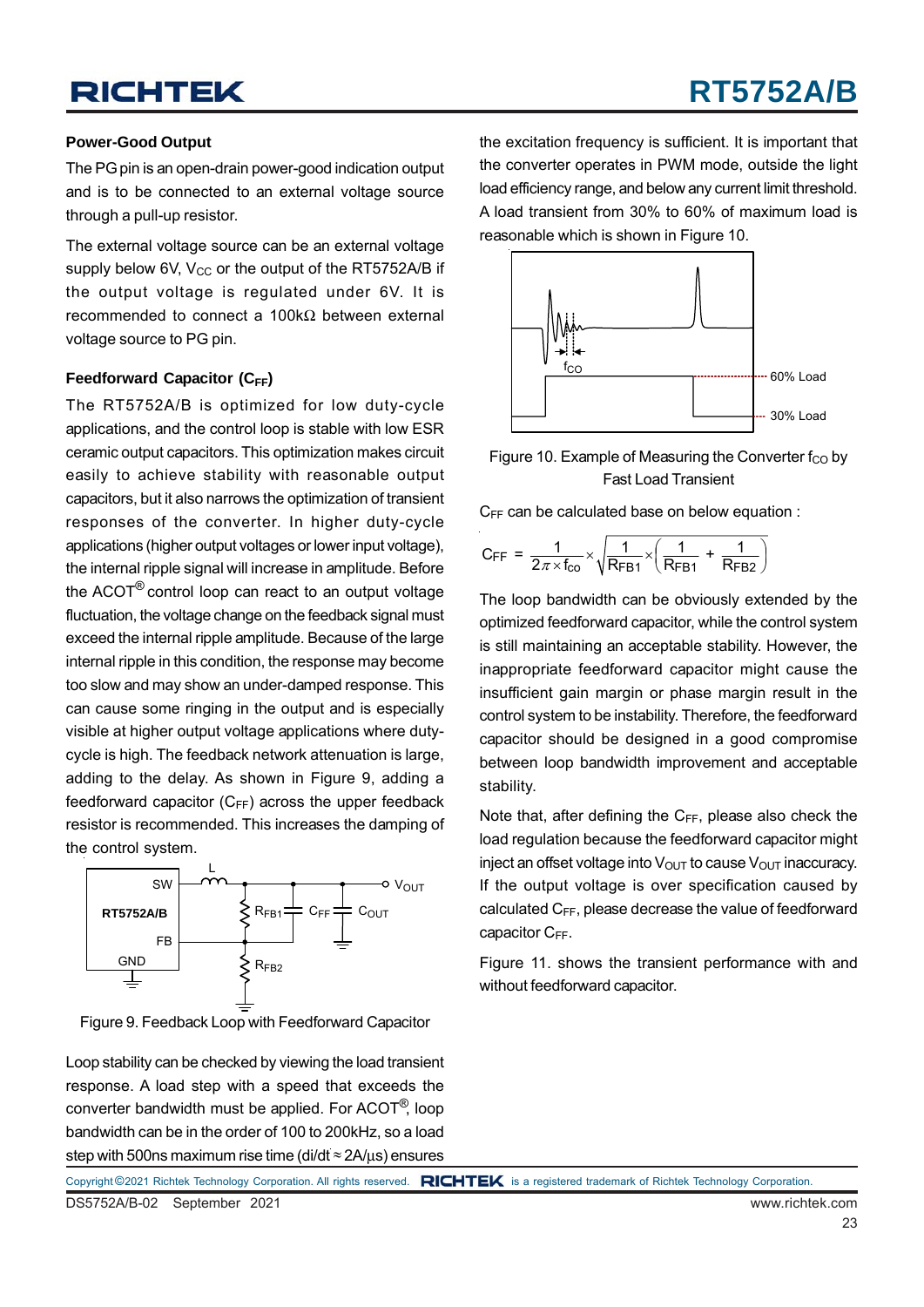### Power-Good Output

The PG pin is an open-drain power-good indication output and is to be connected to an external voltage source through a pull-up resistor.

The external voltage source can be an external voltage supply below 6V, $V_{CC}$ or the output of the RT5752A/B if the output voltage is regulated under 6V. It is recommended to connect a 100kΩ between external voltage source to PG pin.

### Feedforward Capacitor ($C_{FF}$)

The RT5752A/B is optimized for low duty-cycle applications, and the control loop is stable with low ESR ceramic output capacitors. This optimization makes circuit easily to achieve stability with reasonable output capacitors, but it also narrows the optimization of transient responses of the converter. In higher duty-cycle applications (higher output voltages or lower input voltage), the internal ripple signal will increase in amplitude. Before the ACOT® control loop can react to an output voltage fluctuation, the voltage change on the feedback signal must exceed the internal ripple amplitude. Because of the large internal ripple in this condition, the response may become too slow and may show an under-damped response. This can cause some ringing in the output and is especially visible at higher output voltage applications where duty-cycle is high. The feedback network attenuation is large, adding to the delay. As shown in Figure 9, adding a feedforward capacitor ($C_{FF}$) across the upper feedback resistor is recommended. This increases the damping of the control system.

Figure 9. Feedback Loop with Feedforward Capacitor

Loop stability can be checked by viewing the load transient response. A load step with a speed that exceeds the converter bandwidth must be applied. For ACOT®, loop bandwidth can be in the order of 100 to 200kHz, so a load step with 500ns maximum rise time (di/dt ≈ 2A/μs) ensures the excitation frequency is sufficient. It is important that the converter operates in PWM mode, outside the light load efficiency range, and below any current limit threshold. A load transient from 30% to 60% of maximum load is reasonable which is shown in Figure 10.

Figure 10. Example of Measuring the Converter $f_{CO}$ by Fast Load Transient

$C_{FF}$ can be calculated base on below equation :

$$C_{FF} = \frac{1}{2\pi \times f_{CO}} \times \sqrt{\frac{1}{R_{FB1}} \times \left(\frac{1}{R_{FB1}} + \frac{1}{R_{FB2}}\right)}$$

The loop bandwidth can be obviously extended by the optimized feedforward capacitor, while the control system is still maintaining an acceptable stability. However, the inappropriate feedforward capacitor might cause the insufficient gain margin or phase margin result in the control system to be instability. Therefore, the feedforward capacitor should be designed in a good compromise between loop bandwidth improvement and acceptable stability.

Note that, after defining the $C_{FF}$, please also check the load regulation because the feedforward capacitor might inject an offset voltage into $V_{OUT}$ to cause $V_{OUT}$ inaccuracy. If the output voltage is over specification caused by calculated $C_{FF}$, please decrease the value of feedforward capacitor $C_{FF}$.

Figure 11. shows the transient performance with and without feedforward capacitor.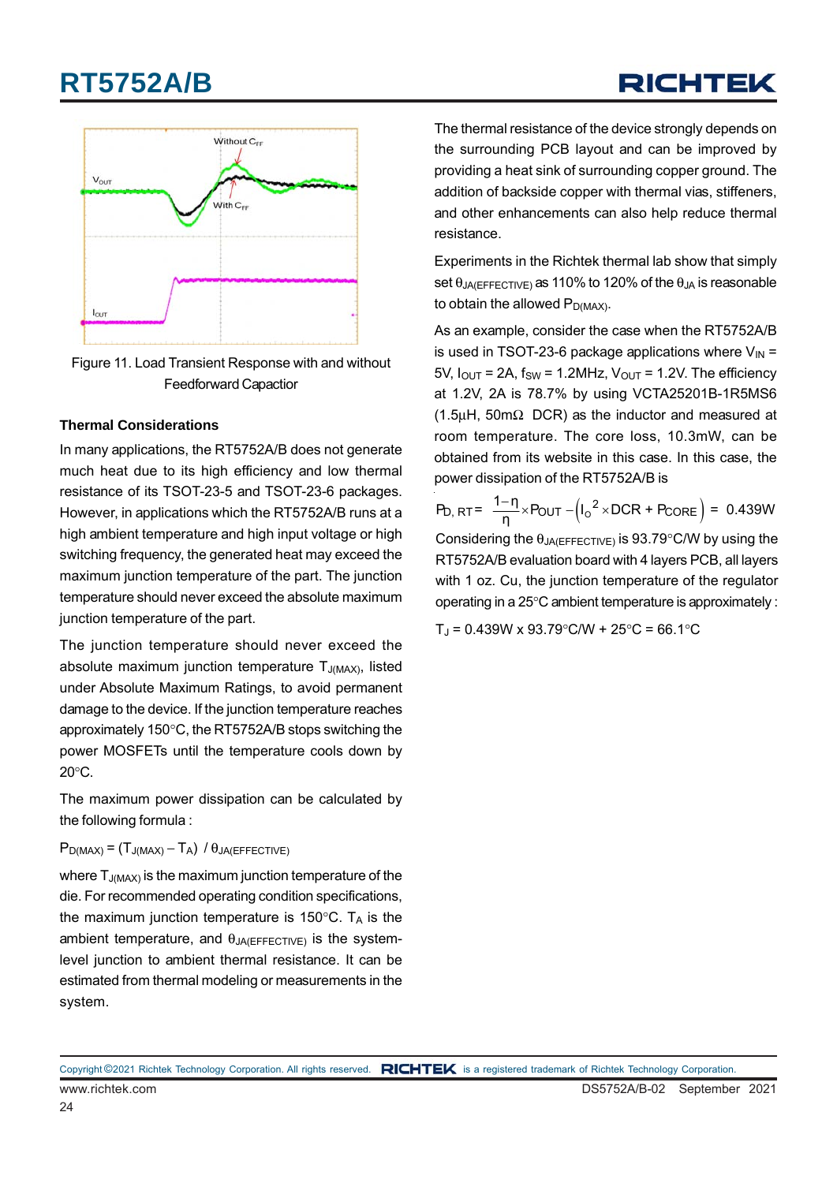Figure 11. Load Transient Response with and without Feedforward Capactior

### Thermal Considerations

In many applications, the RT5752A/B does not generate much heat due to its high efficiency and low thermal resistance of its TSOT-23-5 and TSOT-23-6 packages. However, in applications which the RT5752A/B runs at a high ambient temperature and high input voltage or high switching frequency, the generated heat may exceed the maximum junction temperature of the part. The junction temperature should never exceed the absolute maximum junction temperature of the part.

The junction temperature should never exceed the absolute maximum junction temperature $T_{J(MAX)}$, listed under Absolute Maximum Ratings, to avoid permanent damage to the device. If the junction temperature reaches approximately 150°C, the RT5752A/B stops switching the power MOSFETs until the temperature cools down by 20°C.

The maximum power dissipation can be calculated by the following formula :

$$P_{D(MAX)} = (T_{J(MAX)} - T_A) \ / \ \theta_{JA(EFFECTIVE)}$$

where $T_{J(MAX)}$ is the maximum junction temperature of the die. For recommended operating condition specifications, the maximum junction temperature is 150°C. $T_A$ is the ambient temperature, and $\theta_{JA(EFFECTIVE)}$ is the system-level junction to ambient thermal resistance. It can be estimated from thermal modeling or measurements in the system.

The thermal resistance of the device strongly depends on the surrounding PCB layout and can be improved by providing a heat sink of surrounding copper ground. The addition of backside copper with thermal vias, stiffeners, and other enhancements can also help reduce thermal resistance.

Experiments in the Richtek thermal lab show that simply set $\theta_{JA(EFFECTIVE)}$ as 110% to 120% of the $\theta_{JA}$ is reasonable to obtain the allowed $P_{D(MAX)}$.

As an example, consider the case when the RT5752A/B is used in TSOT-23-6 package applications where $V_{IN}$ = 5V, $I_{OUT}$ = 2A, $f_{SW}$ = 1.2MHz, $V_{OUT}$ = 1.2V. The efficiency at 1.2V, 2A is 78.7% by using VCTA25201B-1R5MS6 (1.5μH, 50mΩ DCR) as the inductor and measured at room temperature. The core loss, 10.3mW, can be obtained from its website in this case. In this case, the power dissipation of the RT5752A/B is

$$P_{D,\,RT} = \frac{1-\eta}{\eta} \times P_{OUT} - \left(I_O{}^2 \times DCR + P_{CORE}\right) = 0.439W$$

Considering the $\theta_{JA(EFFECTIVE)}$ is 93.79°C/W by using the RT5752A/B evaluation board with 4 layers PCB, all layers with 1 oz. Cu, the junction temperature of the regulator operating in a 25°C ambient temperature is approximately :

$$T_J = 0.439W \times 93.79°C/W + 25°C = 66.1°C$$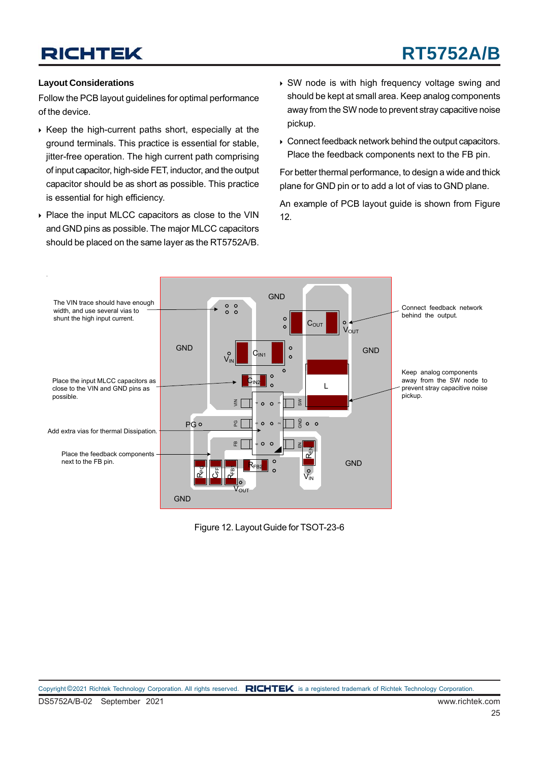### Layout Considerations

Follow the PCB layout guidelines for optimal performance of the device.

- Keep the high-current paths short, especially at the ground terminals. This practice is essential for stable, jitter-free operation. The high current path comprising of input capacitor, high-side FET, inductor, and the output capacitor should be as short as possible. This practice is essential for high efficiency.
- Place the input MLCC capacitors as close to the VIN and GND pins as possible. The major MLCC capacitors should be placed on the same layer as the RT5752A/B.
- SW node is with high frequency voltage swing and should be kept at small area. Keep analog components away from the SW node to prevent stray capacitive noise pickup.
- Connect feedback network behind the output capacitors. Place the feedback components next to the FB pin.

For better thermal performance, to design a wide and thick plane for GND pin or to add a lot of vias to GND plane.

An example of PCB layout guide is shown from Figure 12.

The VIN trace should have enough width, and use several vias to shunt the high input current.

Place the input MLCC capacitors as close to the VIN and GND pins as possible.

Add extra vias for thermal Dissipation.

Place the feedback components next to the FB pin.

Connect feedback network behind the output.

Keep analog components away from the SW node to prevent stray capacitive noise pickup.

Figure 12. Layout Guide for TSOT-23-6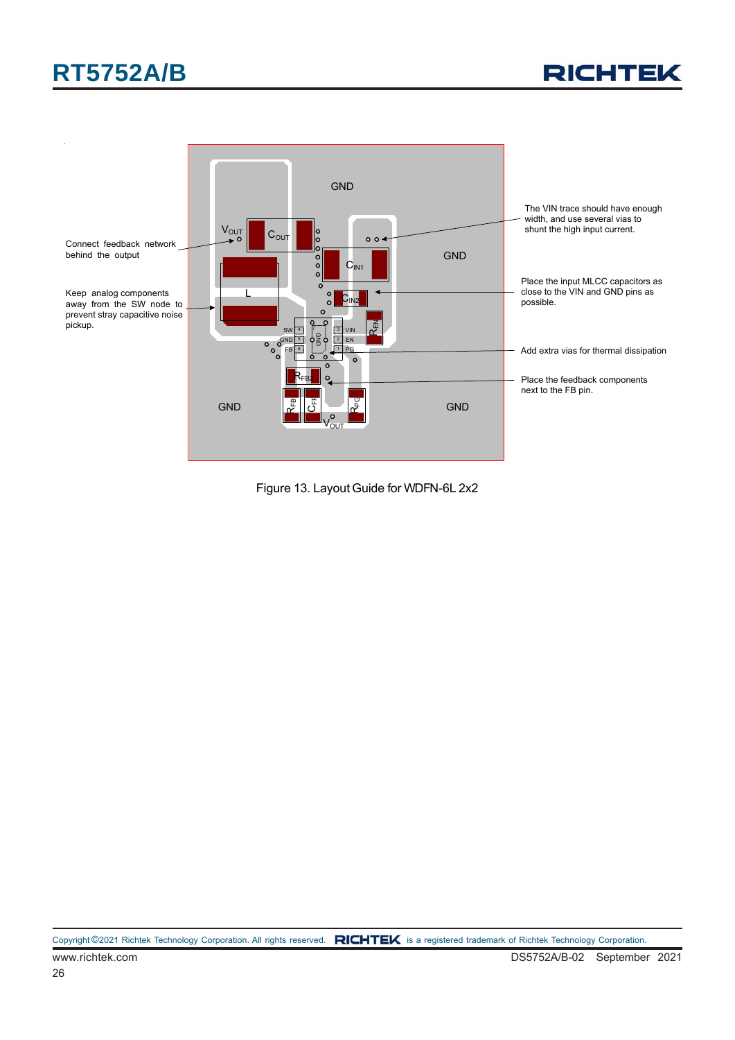Connect feedback network behind the output

Keep analog components away from the SW node to prevent stray capacitive noise pickup.

The VIN trace should have enough width, and use several vias to shunt the high input current.

Place the input MLCC capacitors as close to the VIN and GND pins as possible.

Add extra vias for thermal dissipation

Place the feedback components next to the FB pin.

Figure 13. Layout Guide for WDFN-6L 2x2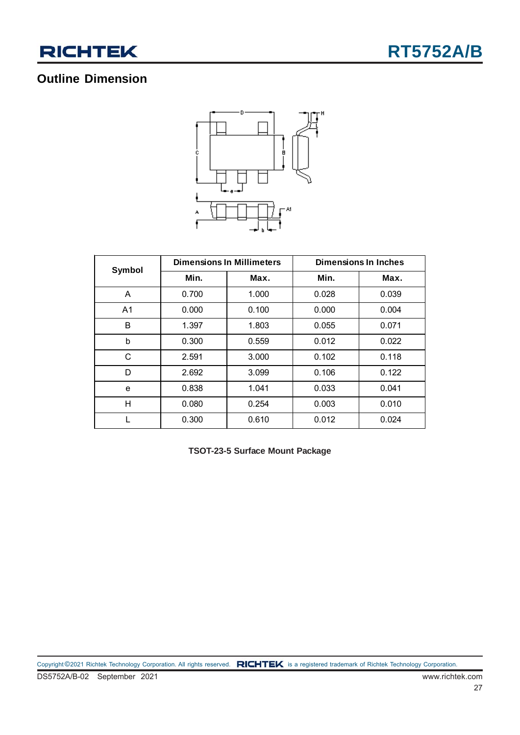## Outline Dimension

| Symbol | Dimensions In Millimeters | | Dimensions In Inches | |
|---|---|---|---|---|
| | Min. | Max. | Min. | Max. |
| A | 0.700 | 1.000 | 0.028 | 0.039 |
| A1 | 0.000 | 0.100 | 0.000 | 0.004 |
| B | 1.397 | 1.803 | 0.055 | 0.071 |
| b | 0.300 | 0.559 | 0.012 | 0.022 |
| C | 2.591 | 3.000 | 0.102 | 0.118 |
| D | 2.692 | 3.099 | 0.106 | 0.122 |
| e | 0.838 | 1.041 | 0.033 | 0.041 |
| H | 0.080 | 0.254 | 0.003 | 0.010 |
| L | 0.300 | 0.610 | 0.012 | 0.024 |

**TSOT-23-5 Surface Mount Package**

Copyright ©2021 Richtek Technology Corporation. All rights reserved. RICHTEK is a registered trademark of Richtek Technology Corporation.

DS5752A/B-02 September 2021 www.richtek.com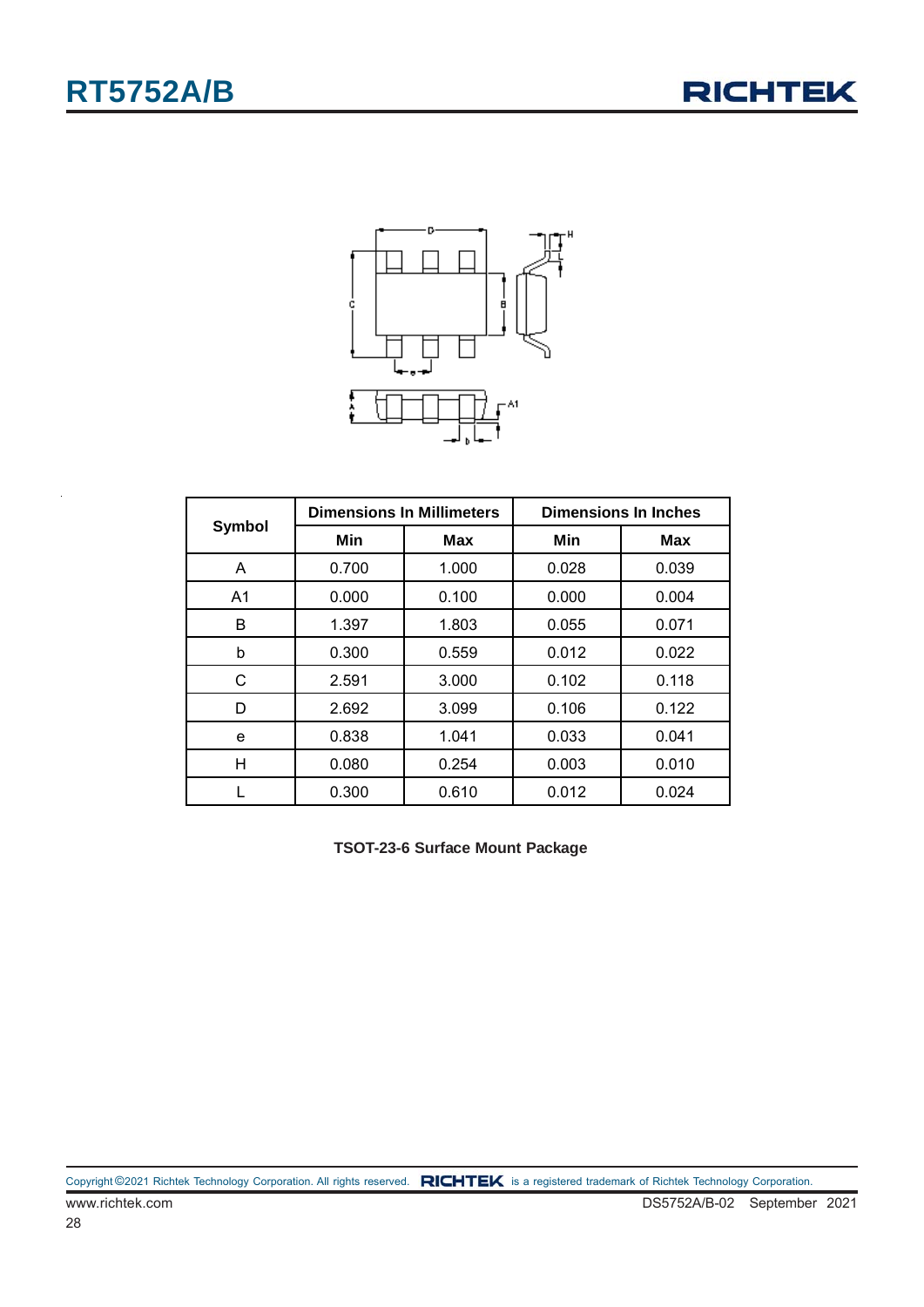| Symbol | Dimensions In Millimeters | | Dimensions In Inches | |
|---|---|---|---|---|
| | Min | Max | Min | Max |
| A | 0.700 | 1.000 | 0.028 | 0.039 |
| A1 | 0.000 | 0.100 | 0.000 | 0.004 |
| B | 1.397 | 1.803 | 0.055 | 0.071 |
| b | 0.300 | 0.559 | 0.012 | 0.022 |
| C | 2.591 | 3.000 | 0.102 | 0.118 |
| D | 2.692 | 3.099 | 0.106 | 0.122 |
| e | 0.838 | 1.041 | 0.033 | 0.041 |
| H | 0.080 | 0.254 | 0.003 | 0.010 |
| L | 0.300 | 0.610 | 0.012 | 0.024 |

**TSOT-23-6 Surface Mount Package**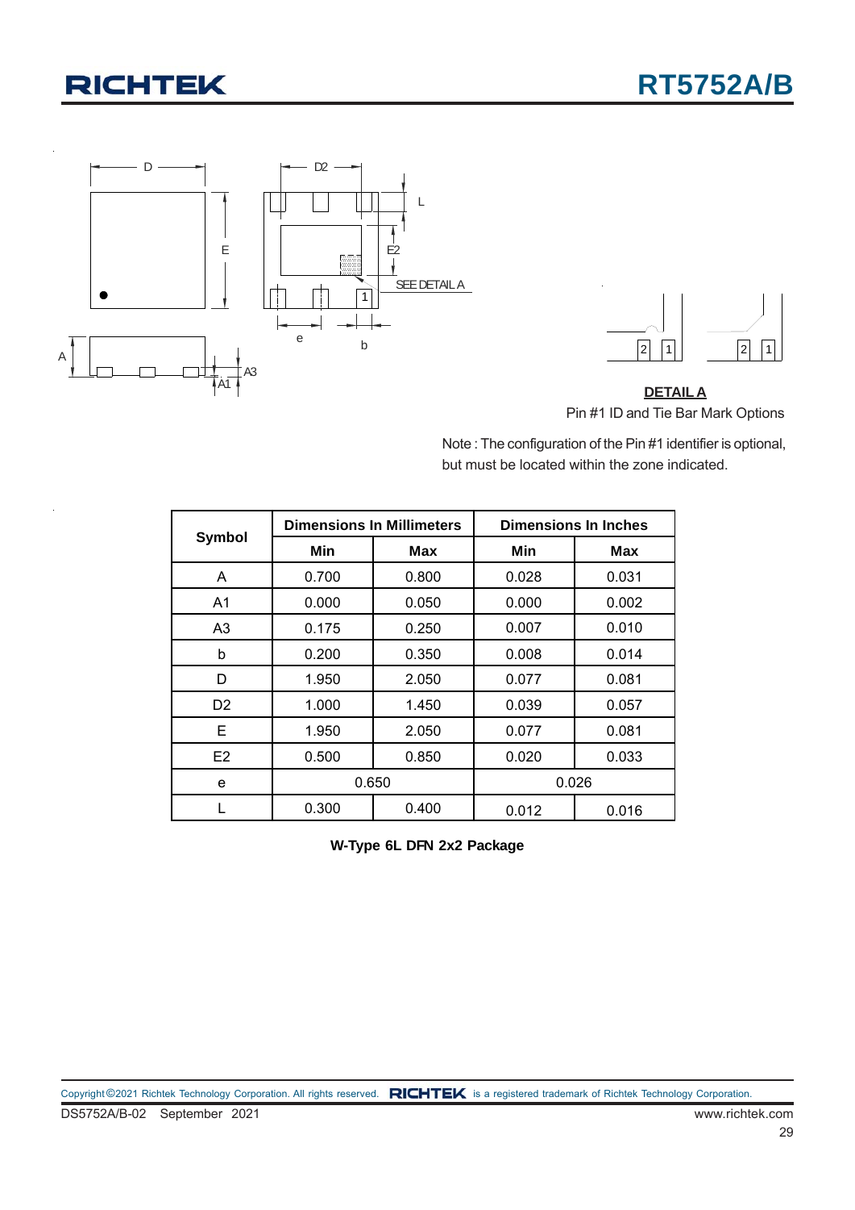**DETAIL A**

Pin #1 ID and Tie Bar Mark Options

Note : The configuration of the Pin #1 identifier is optional, but must be located within the zone indicated.

| Symbol | Dimensions In Millimeters | | Dimensions In Inches | |
|---|---|---|---|---|
| | Min | Max | Min | Max |
| A | 0.700 | 0.800 | 0.028 | 0.031 |
| A1 | 0.000 | 0.050 | 0.000 | 0.002 |
| A3 | 0.175 | 0.250 | 0.007 | 0.010 |
| b | 0.200 | 0.350 | 0.008 | 0.014 |
| D | 1.950 | 2.050 | 0.077 | 0.081 |
| D2 | 1.000 | 1.450 | 0.039 | 0.057 |
| E | 1.950 | 2.050 | 0.077 | 0.081 |
| E2 | 0.500 | 0.850 | 0.020 | 0.033 |
| e | 0.650 | | 0.026 | |
| L | 0.300 | 0.400 | 0.012 | 0.016 |

**W-Type 6L DFN 2x2 Package**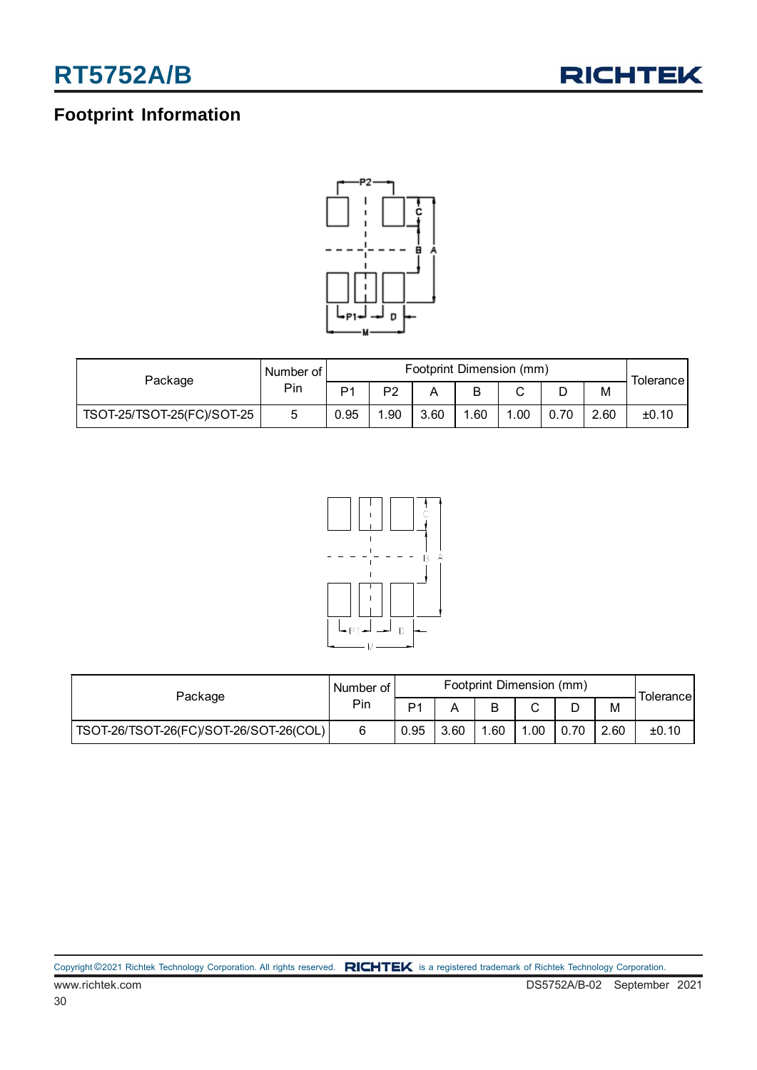## Footprint Information

| Package | Number of Pin | Footprint Dimension (mm) | | | | | | | Tolerance |
|---|---|---|---|---|---|---|---|---|---|
| | | P1 | P2 | A | B | C | D | M | |
| TSOT-25/TSOT-25(FC)/SOT-25 | 5 | 0.95 | 1.90 | 3.60 | 1.60 | 1.00 | 0.70 | 2.60 | ±0.10 |

| Package | Number of Pin | Footprint Dimension (mm) | | | | | | Tolerance |
|---|---|---|---|---|---|---|---|---|
| | | P1 | A | B | C | D | M | |
| TSOT-26/TSOT-26(FC)/SOT-26/SOT-26(COL) | 6 | 0.95 | 3.60 | 1.60 | 1.00 | 0.70 | 2.60 | ±0.10 |

Copyright ©2021 Richtek Technology Corporation. All rights reserved. RICHTEK is a registered trademark of Richtek Technology Corporation.

www.richtek.com

DS5752A/B-02 September 2021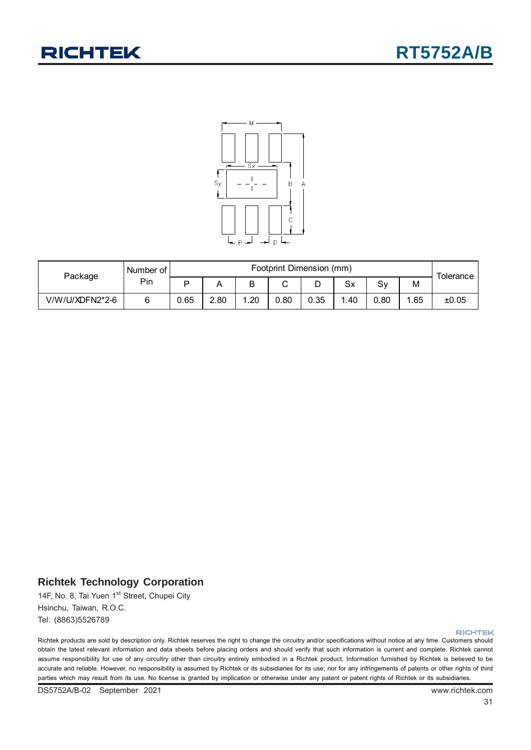M

Sx

Sy

B

A

C

P

D

| Package | Number of Pin | Footprint Dimension (mm) | | | | | | | | Tolerance |
|---|---|---|---|---|---|---|---|---|---|---|
| | | P | A | B | C | D | Sx | Sy | M | |
| V/W/U/XDFN2*2-6 | 6 | 0.65 | 2.80 | 1.20 | 0.80 | 0.35 | 1.40 | 0.80 | 1.65 | ±0.05 |

## Richtek Technology Corporation

14F, No. 8, Tai Yuen 1st Street, Chupei City
Hsinchu, Taiwan, R.O.C.
Tel: (8863)5526789

Richtek products are sold by description only. Richtek reserves the right to change the circuitry and/or specifications without notice at any time. Customers should obtain the latest relevant information and data sheets before placing orders and should verify that such information is current and complete. Richtek cannot assume responsibility for use of any circuitry other than circuitry entirely embodied in a Richtek product. Information furnished by Richtek is believed to be accurate and reliable. However, no responsibility is assumed by Richtek or its subsidiaries for its use; nor for any infringements of patents or other rights of third parties which may result from its use. No license is granted by implication or otherwise under any patent or patent rights of Richtek or its subsidiaries.